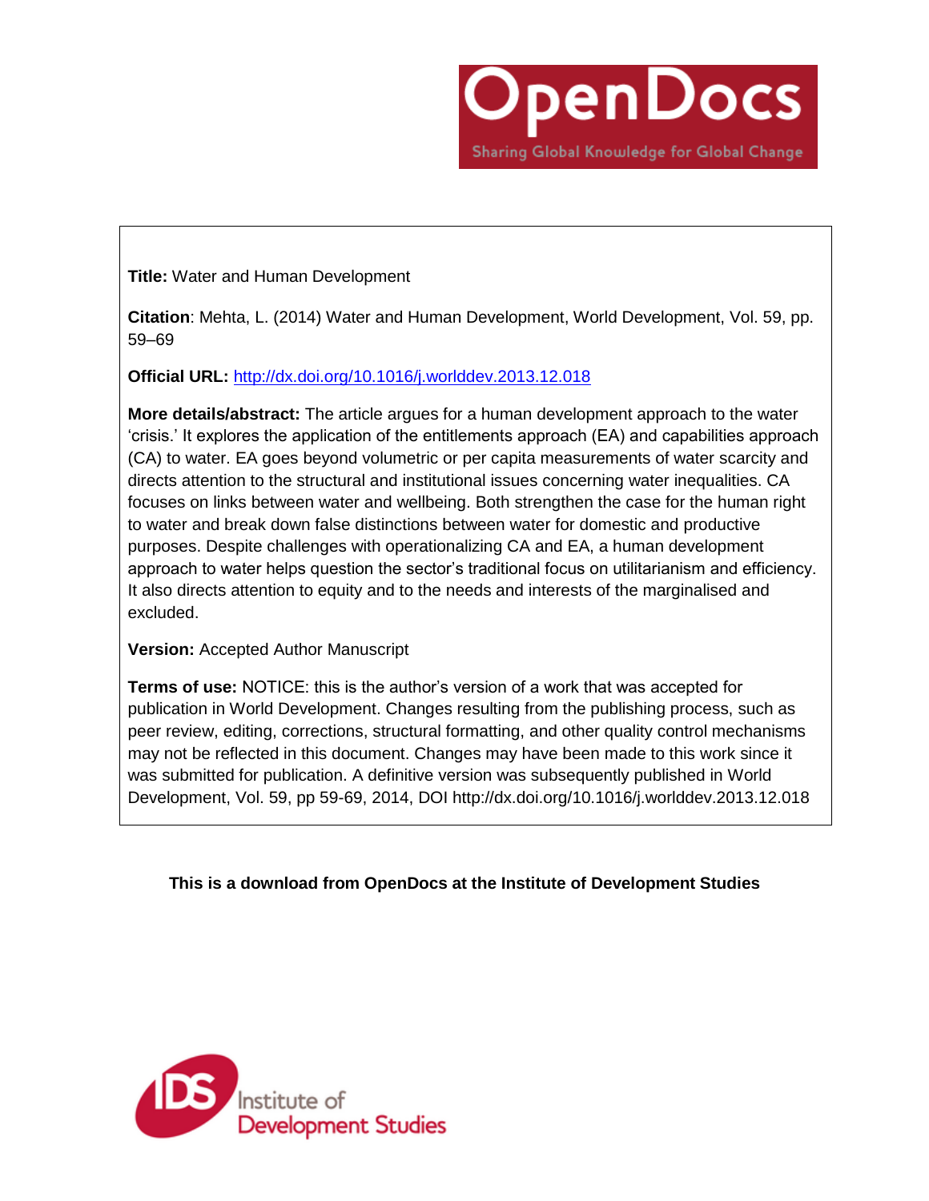OpenDocs

Sharing Global Knowledge for Global Change

**Title:** Water and Human Development

**Citation**: Mehta, L. (2014) Water and Human Development, World Development, Vol. 59, pp. 59–69

**Official URL:** http://dx.doi.org/10.1016/j.worlddev.2013.12.018

**More details/abstract:** The article argues for a human development approach to the water 'crisis.' It explores the application of the entitlements approach (EA) and capabilities approach (CA) to water. EA goes beyond volumetric or per capita measurements of water scarcity and directs attention to the structural and institutional issues concerning water inequalities. CA focuses on links between water and wellbeing. Both strengthen the case for the human right to water and break down false distinctions between water for domestic and productive purposes. Despite challenges with operationalizing CA and EA, a human development approach to water helps question the sector's traditional focus on utilitarianism and efficiency. It also directs attention to equity and to the needs and interests of the marginalised and excluded.

**Version:** Accepted Author Manuscript

**Terms of use:** NOTICE: this is the author's version of a work that was accepted for publication in World Development. Changes resulting from the publishing process, such as peer review, editing, corrections, structural formatting, and other quality control mechanisms may not be reflected in this document. Changes may have been made to this work since it was submitted for publication. A definitive version was subsequently published in World Development, Vol. 59, pp 59-69, 2014, DOI http://dx.doi.org/10.1016/j.worlddev.2013.12.018

**This is a download from OpenDocs at the Institute of Development Studies**

IDS Institute of Development Studies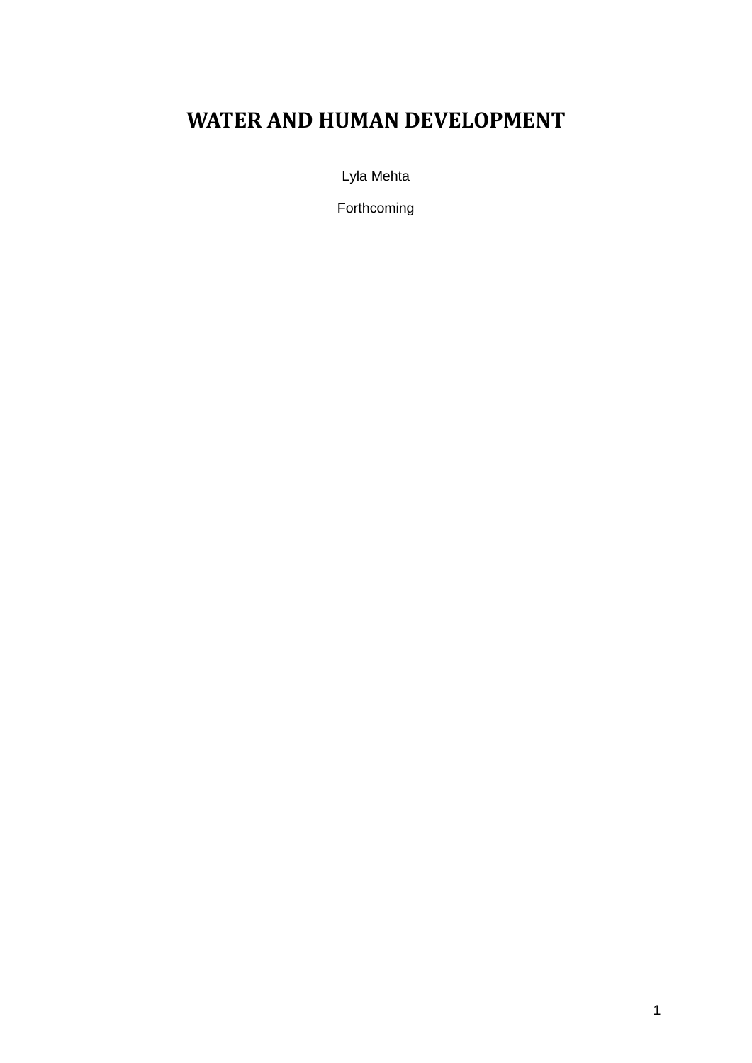# WATER AND HUMAN DEVELOPMENT

Lyla Mehta

Forthcoming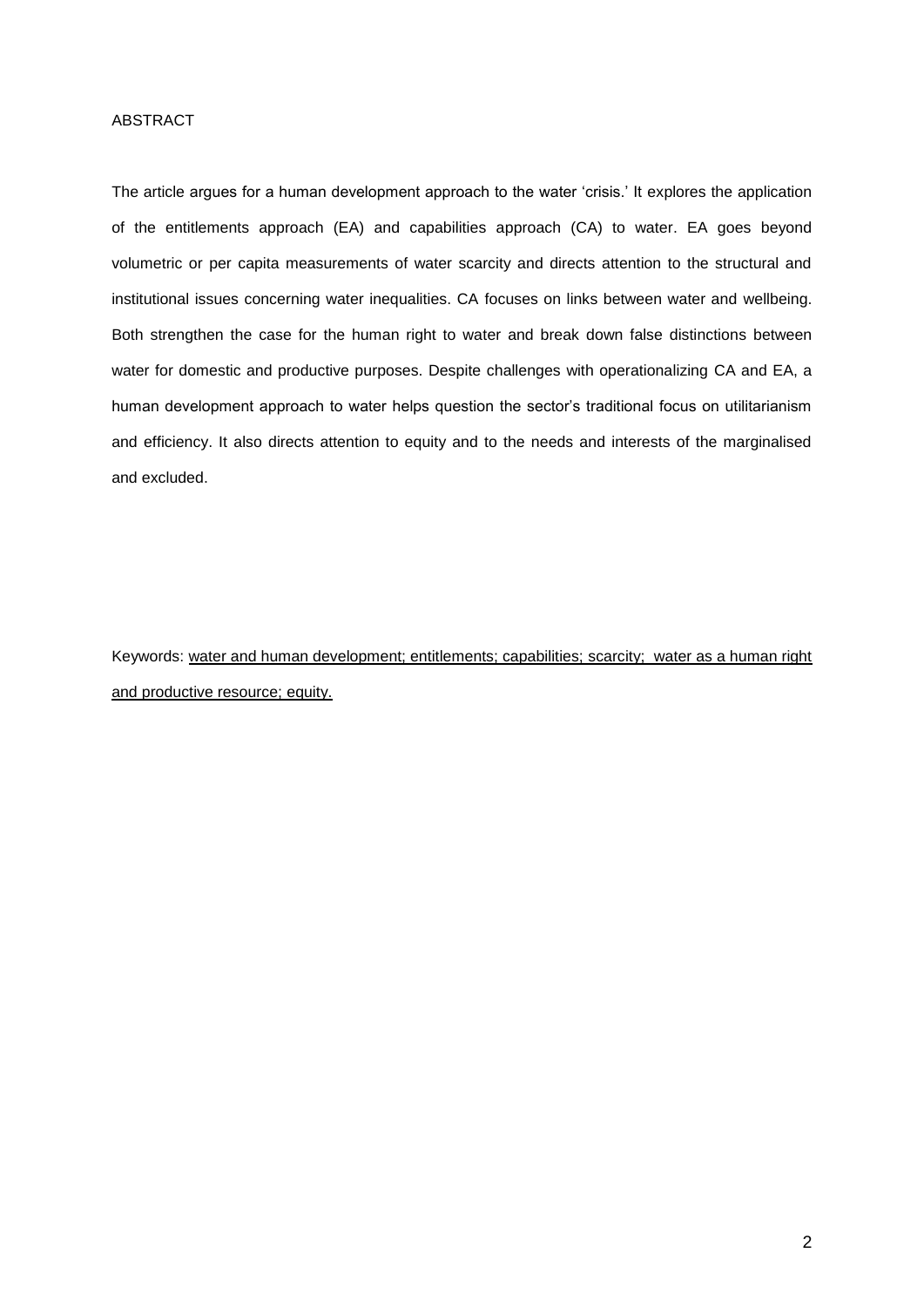## ABSTRACT

The article argues for a human development approach to the water 'crisis.' It explores the application of the entitlements approach (EA) and capabilities approach (CA) to water. EA goes beyond volumetric or per capita measurements of water scarcity and directs attention to the structural and institutional issues concerning water inequalities. CA focuses on links between water and wellbeing. Both strengthen the case for the human right to water and break down false distinctions between water for domestic and productive purposes. Despite challenges with operationalizing CA and EA, a human development approach to water helps question the sector's traditional focus on utilitarianism and efficiency. It also directs attention to equity and to the needs and interests of the marginalised and excluded.

Keywords: water and human development; entitlements; capabilities; scarcity; water as a human right and productive resource; equity.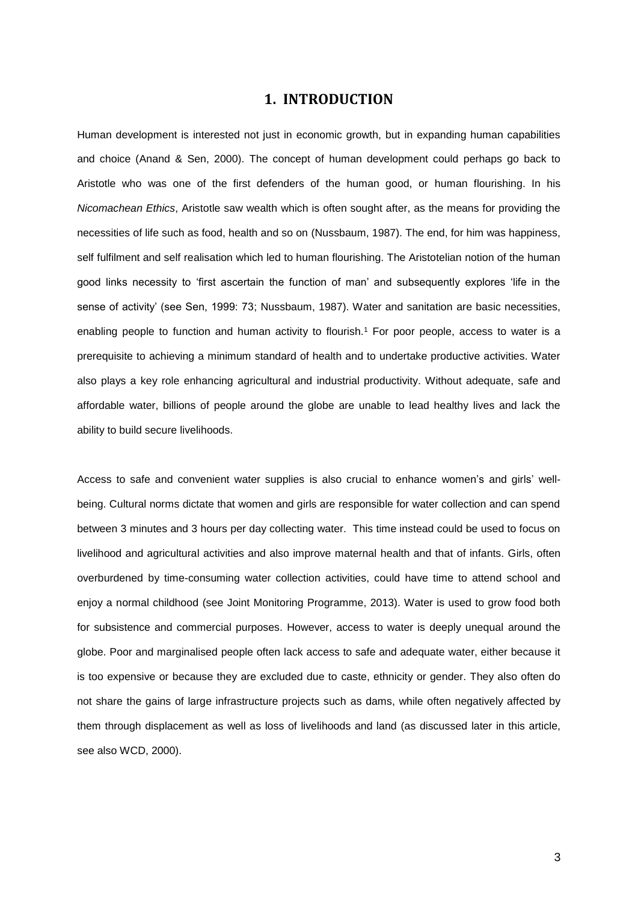# 1. INTRODUCTION

Human development is interested not just in economic growth, but in expanding human capabilities and choice (Anand & Sen, 2000). The concept of human development could perhaps go back to Aristotle who was one of the first defenders of the human good, or human flourishing. In his *Nicomachean Ethics*, Aristotle saw wealth which is often sought after, as the means for providing the necessities of life such as food, health and so on (Nussbaum, 1987). The end, for him was happiness, self fulfilment and self realisation which led to human flourishing. The Aristotelian notion of the human good links necessity to 'first ascertain the function of man' and subsequently explores 'life in the sense of activity' (see Sen, 1999: 73; Nussbaum, 1987). Water and sanitation are basic necessities, enabling people to function and human activity to flourish.[1] For poor people, access to water is a prerequisite to achieving a minimum standard of health and to undertake productive activities. Water also plays a key role enhancing agricultural and industrial productivity. Without adequate, safe and affordable water, billions of people around the globe are unable to lead healthy lives and lack the ability to build secure livelihoods.

Access to safe and convenient water supplies is also crucial to enhance women's and girls' well-being. Cultural norms dictate that women and girls are responsible for water collection and can spend between 3 minutes and 3 hours per day collecting water. This time instead could be used to focus on livelihood and agricultural activities and also improve maternal health and that of infants. Girls, often overburdened by time-consuming water collection activities, could have time to attend school and enjoy a normal childhood (see Joint Monitoring Programme, 2013). Water is used to grow food both for subsistence and commercial purposes. However, access to water is deeply unequal around the globe. Poor and marginalised people often lack access to safe and adequate water, either because it is too expensive or because they are excluded due to caste, ethnicity or gender. They also often do not share the gains of large infrastructure projects such as dams, while often negatively affected by them through displacement as well as loss of livelihoods and land (as discussed later in this article, see also WCD, 2000).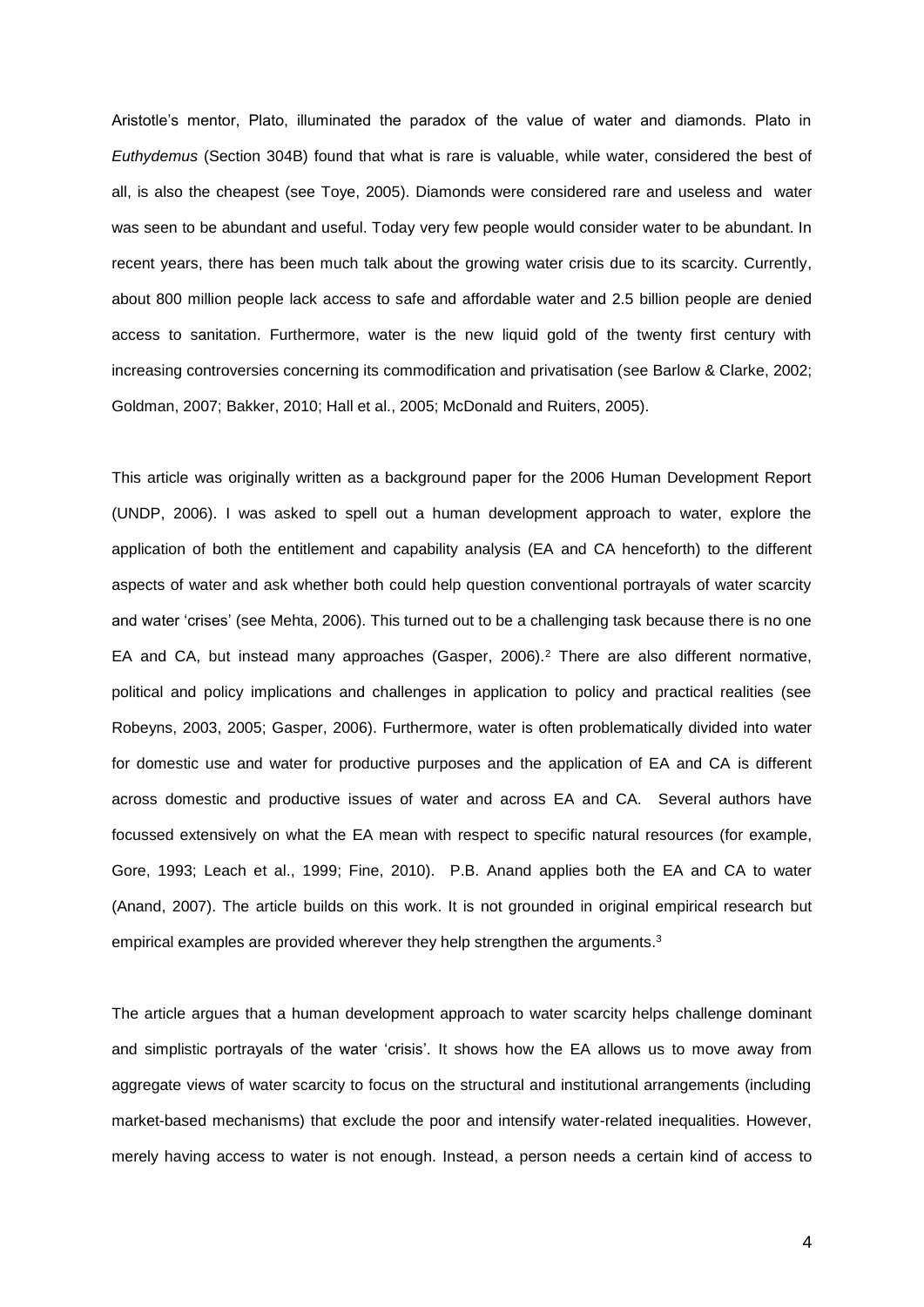Aristotle's mentor, Plato, illuminated the paradox of the value of water and diamonds. Plato in *Euthydemus* (Section 304B) found that what is rare is valuable, while water, considered the best of all, is also the cheapest (see Toye, 2005). Diamonds were considered rare and useless and water was seen to be abundant and useful. Today very few people would consider water to be abundant. In recent years, there has been much talk about the growing water crisis due to its scarcity. Currently, about 800 million people lack access to safe and affordable water and 2.5 billion people are denied access to sanitation. Furthermore, water is the new liquid gold of the twenty first century with increasing controversies concerning its commodification and privatisation (see Barlow & Clarke, 2002; Goldman, 2007; Bakker, 2010; Hall et al., 2005; McDonald and Ruiters, 2005).

This article was originally written as a background paper for the 2006 Human Development Report (UNDP, 2006). I was asked to spell out a human development approach to water, explore the application of both the entitlement and capability analysis (EA and CA henceforth) to the different aspects of water and ask whether both could help question conventional portrayals of water scarcity and water 'crises' (see Mehta, 2006). This turned out to be a challenging task because there is no one EA and CA, but instead many approaches (Gasper, 2006).[2] There are also different normative, political and policy implications and challenges in application to policy and practical realities (see Robeyns, 2003, 2005; Gasper, 2006). Furthermore, water is often problematically divided into water for domestic use and water for productive purposes and the application of EA and CA is different across domestic and productive issues of water and across EA and CA. Several authors have focussed extensively on what the EA mean with respect to specific natural resources (for example, Gore, 1993; Leach et al., 1999; Fine, 2010). P.B. Anand applies both the EA and CA to water (Anand, 2007). The article builds on this work. It is not grounded in original empirical research but empirical examples are provided wherever they help strengthen the arguments.[3]

The article argues that a human development approach to water scarcity helps challenge dominant and simplistic portrayals of the water 'crisis'. It shows how the EA allows us to move away from aggregate views of water scarcity to focus on the structural and institutional arrangements (including market-based mechanisms) that exclude the poor and intensify water-related inequalities. However, merely having access to water is not enough. Instead, a person needs a certain kind of access to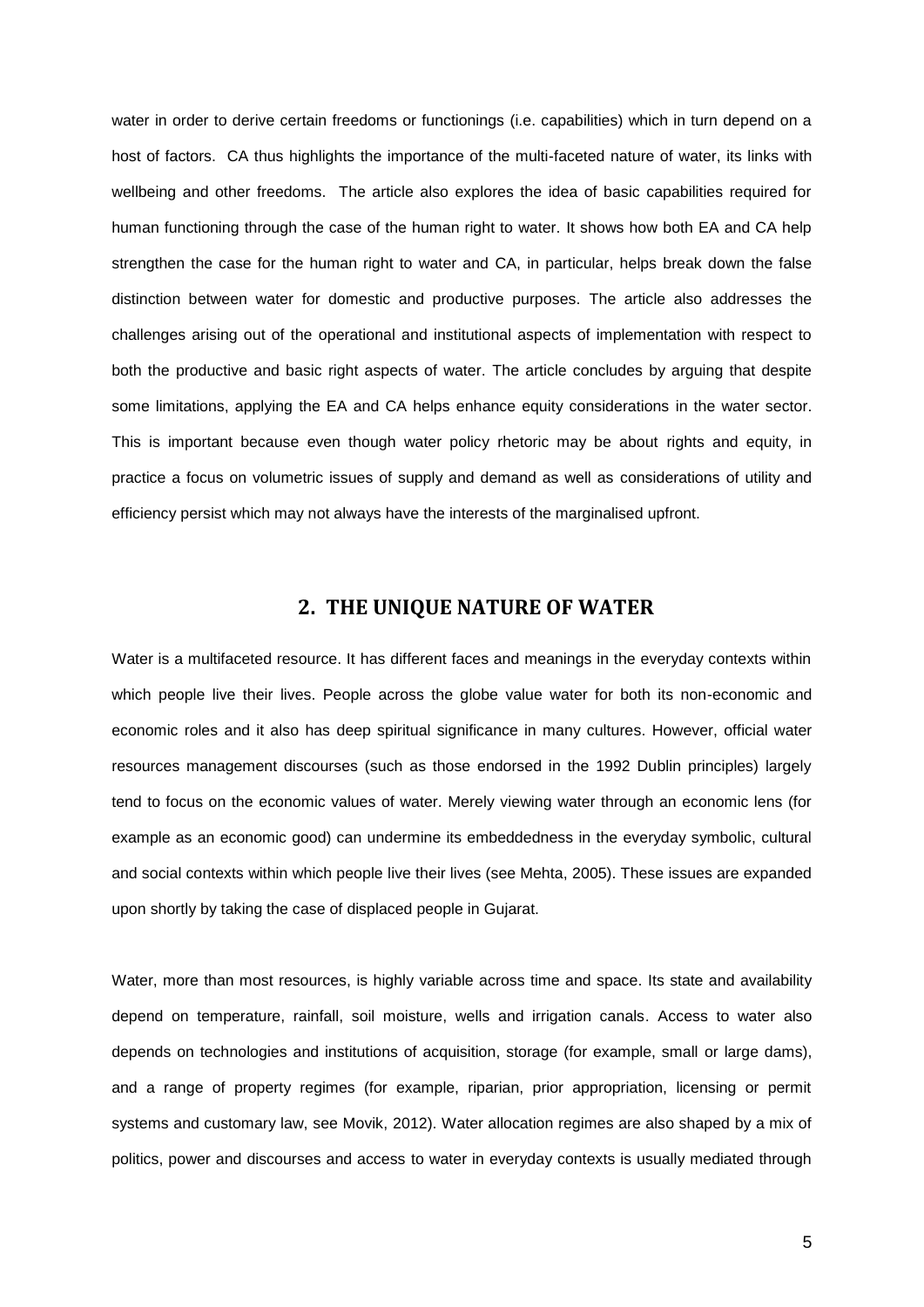water in order to derive certain freedoms or functionings (i.e. capabilities) which in turn depend on a host of factors. CA thus highlights the importance of the multi-faceted nature of water, its links with wellbeing and other freedoms. The article also explores the idea of basic capabilities required for human functioning through the case of the human right to water. It shows how both EA and CA help strengthen the case for the human right to water and CA, in particular, helps break down the false distinction between water for domestic and productive purposes. The article also addresses the challenges arising out of the operational and institutional aspects of implementation with respect to both the productive and basic right aspects of water. The article concludes by arguing that despite some limitations, applying the EA and CA helps enhance equity considerations in the water sector. This is important because even though water policy rhetoric may be about rights and equity, in practice a focus on volumetric issues of supply and demand as well as considerations of utility and efficiency persist which may not always have the interests of the marginalised upfront.

## 2. THE UNIQUE NATURE OF WATER

Water is a multifaceted resource. It has different faces and meanings in the everyday contexts within which people live their lives. People across the globe value water for both its non-economic and economic roles and it also has deep spiritual significance in many cultures. However, official water resources management discourses (such as those endorsed in the 1992 Dublin principles) largely tend to focus on the economic values of water. Merely viewing water through an economic lens (for example as an economic good) can undermine its embeddedness in the everyday symbolic, cultural and social contexts within which people live their lives (see Mehta, 2005). These issues are expanded upon shortly by taking the case of displaced people in Gujarat.

Water, more than most resources, is highly variable across time and space. Its state and availability depend on temperature, rainfall, soil moisture, wells and irrigation canals. Access to water also depends on technologies and institutions of acquisition, storage (for example, small or large dams), and a range of property regimes (for example, riparian, prior appropriation, licensing or permit systems and customary law, see Movik, 2012). Water allocation regimes are also shaped by a mix of politics, power and discourses and access to water in everyday contexts is usually mediated through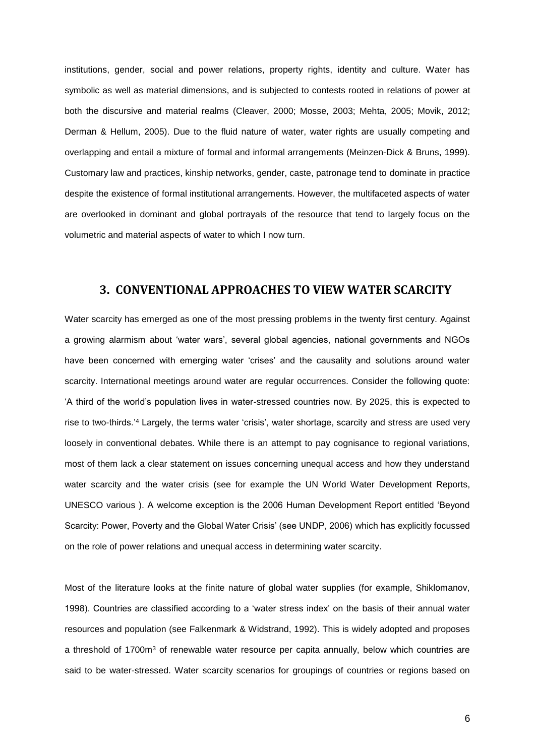institutions, gender, social and power relations, property rights, identity and culture. Water has symbolic as well as material dimensions, and is subjected to contests rooted in relations of power at both the discursive and material realms (Cleaver, 2000; Mosse, 2003; Mehta, 2005; Movik, 2012; Derman & Hellum, 2005). Due to the fluid nature of water, water rights are usually competing and overlapping and entail a mixture of formal and informal arrangements (Meinzen-Dick & Bruns, 1999). Customary law and practices, kinship networks, gender, caste, patronage tend to dominate in practice despite the existence of formal institutional arrangements. However, the multifaceted aspects of water are overlooked in dominant and global portrayals of the resource that tend to largely focus on the volumetric and material aspects of water to which I now turn.

## 3. CONVENTIONAL APPROACHES TO VIEW WATER SCARCITY

Water scarcity has emerged as one of the most pressing problems in the twenty first century. Against a growing alarmism about 'water wars', several global agencies, national governments and NGOs have been concerned with emerging water 'crises' and the causality and solutions around water scarcity. International meetings around water are regular occurrences. Consider the following quote: 'A third of the world's population lives in water-stressed countries now. By 2025, this is expected to rise to two-thirds.'[4] Largely, the terms water 'crisis', water shortage, scarcity and stress are used very loosely in conventional debates. While there is an attempt to pay cognisance to regional variations, most of them lack a clear statement on issues concerning unequal access and how they understand water scarcity and the water crisis (see for example the UN World Water Development Reports, UNESCO various ). A welcome exception is the 2006 Human Development Report entitled 'Beyond Scarcity: Power, Poverty and the Global Water Crisis' (see UNDP, 2006) which has explicitly focussed on the role of power relations and unequal access in determining water scarcity.

Most of the literature looks at the finite nature of global water supplies (for example, Shiklomanov, 1998). Countries are classified according to a 'water stress index' on the basis of their annual water resources and population (see Falkenmark & Widstrand, 1992). This is widely adopted and proposes a threshold of 1700m$^3$ of renewable water resource per capita annually, below which countries are said to be water-stressed. Water scarcity scenarios for groupings of countries or regions based on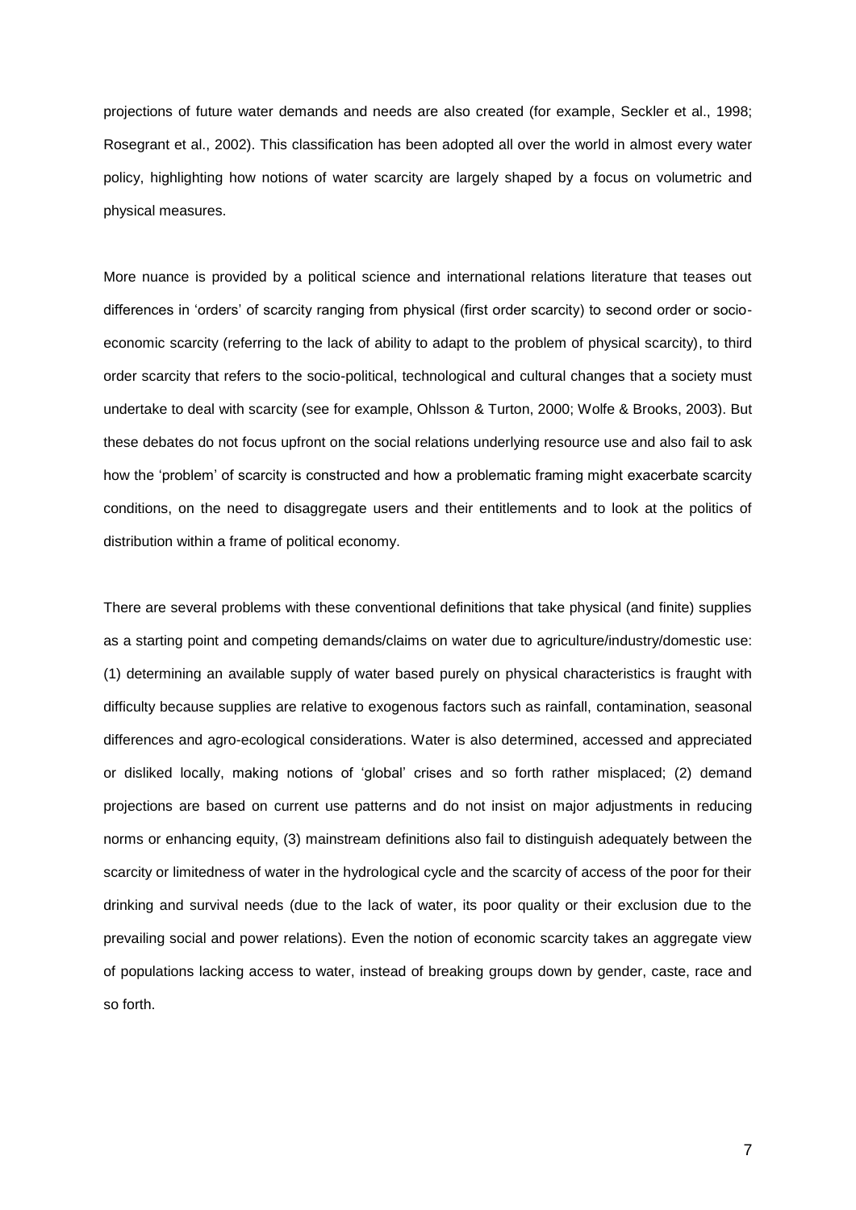projections of future water demands and needs are also created (for example, Seckler et al., 1998; Rosegrant et al., 2002). This classification has been adopted all over the world in almost every water policy, highlighting how notions of water scarcity are largely shaped by a focus on volumetric and physical measures.

More nuance is provided by a political science and international relations literature that teases out differences in 'orders' of scarcity ranging from physical (first order scarcity) to second order or socio-economic scarcity (referring to the lack of ability to adapt to the problem of physical scarcity), to third order scarcity that refers to the socio-political, technological and cultural changes that a society must undertake to deal with scarcity (see for example, Ohlsson & Turton, 2000; Wolfe & Brooks, 2003). But these debates do not focus upfront on the social relations underlying resource use and also fail to ask how the 'problem' of scarcity is constructed and how a problematic framing might exacerbate scarcity conditions, on the need to disaggregate users and their entitlements and to look at the politics of distribution within a frame of political economy.

There are several problems with these conventional definitions that take physical (and finite) supplies as a starting point and competing demands/claims on water due to agriculture/industry/domestic use: (1) determining an available supply of water based purely on physical characteristics is fraught with difficulty because supplies are relative to exogenous factors such as rainfall, contamination, seasonal differences and agro-ecological considerations. Water is also determined, accessed and appreciated or disliked locally, making notions of 'global' crises and so forth rather misplaced; (2) demand projections are based on current use patterns and do not insist on major adjustments in reducing norms or enhancing equity, (3) mainstream definitions also fail to distinguish adequately between the scarcity or limitedness of water in the hydrological cycle and the scarcity of access of the poor for their drinking and survival needs (due to the lack of water, its poor quality or their exclusion due to the prevailing social and power relations). Even the notion of economic scarcity takes an aggregate view of populations lacking access to water, instead of breaking groups down by gender, caste, race and so forth.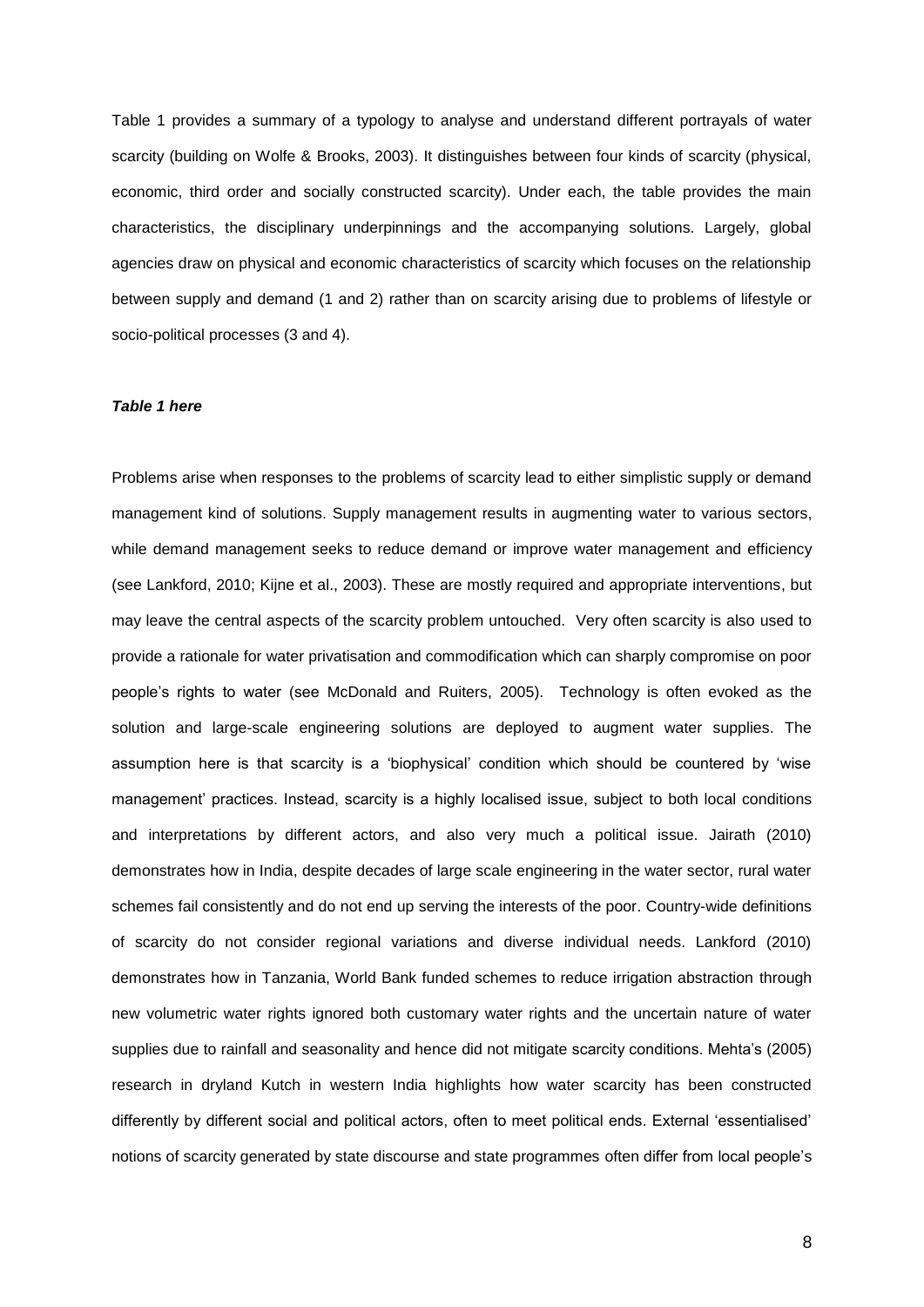Table 1 provides a summary of a typology to analyse and understand different portrayals of water scarcity (building on Wolfe & Brooks, 2003). It distinguishes between four kinds of scarcity (physical, economic, third order and socially constructed scarcity). Under each, the table provides the main characteristics, the disciplinary underpinnings and the accompanying solutions. Largely, global agencies draw on physical and economic characteristics of scarcity which focuses on the relationship between supply and demand (1 and 2) rather than on scarcity arising due to problems of lifestyle or socio-political processes (3 and 4).

***Table 1 here***

Problems arise when responses to the problems of scarcity lead to either simplistic supply or demand management kind of solutions. Supply management results in augmenting water to various sectors, while demand management seeks to reduce demand or improve water management and efficiency (see Lankford, 2010; Kijne et al., 2003). These are mostly required and appropriate interventions, but may leave the central aspects of the scarcity problem untouched. Very often scarcity is also used to provide a rationale for water privatisation and commodification which can sharply compromise on poor people's rights to water (see McDonald and Ruiters, 2005). Technology is often evoked as the solution and large-scale engineering solutions are deployed to augment water supplies. The assumption here is that scarcity is a 'biophysical' condition which should be countered by 'wise management' practices. Instead, scarcity is a highly localised issue, subject to both local conditions and interpretations by different actors, and also very much a political issue. Jairath (2010) demonstrates how in India, despite decades of large scale engineering in the water sector, rural water schemes fail consistently and do not end up serving the interests of the poor. Country-wide definitions of scarcity do not consider regional variations and diverse individual needs. Lankford (2010) demonstrates how in Tanzania, World Bank funded schemes to reduce irrigation abstraction through new volumetric water rights ignored both customary water rights and the uncertain nature of water supplies due to rainfall and seasonality and hence did not mitigate scarcity conditions. Mehta's (2005) research in dryland Kutch in western India highlights how water scarcity has been constructed differently by different social and political actors, often to meet political ends. External 'essentialised' notions of scarcity generated by state discourse and state programmes often differ from local people's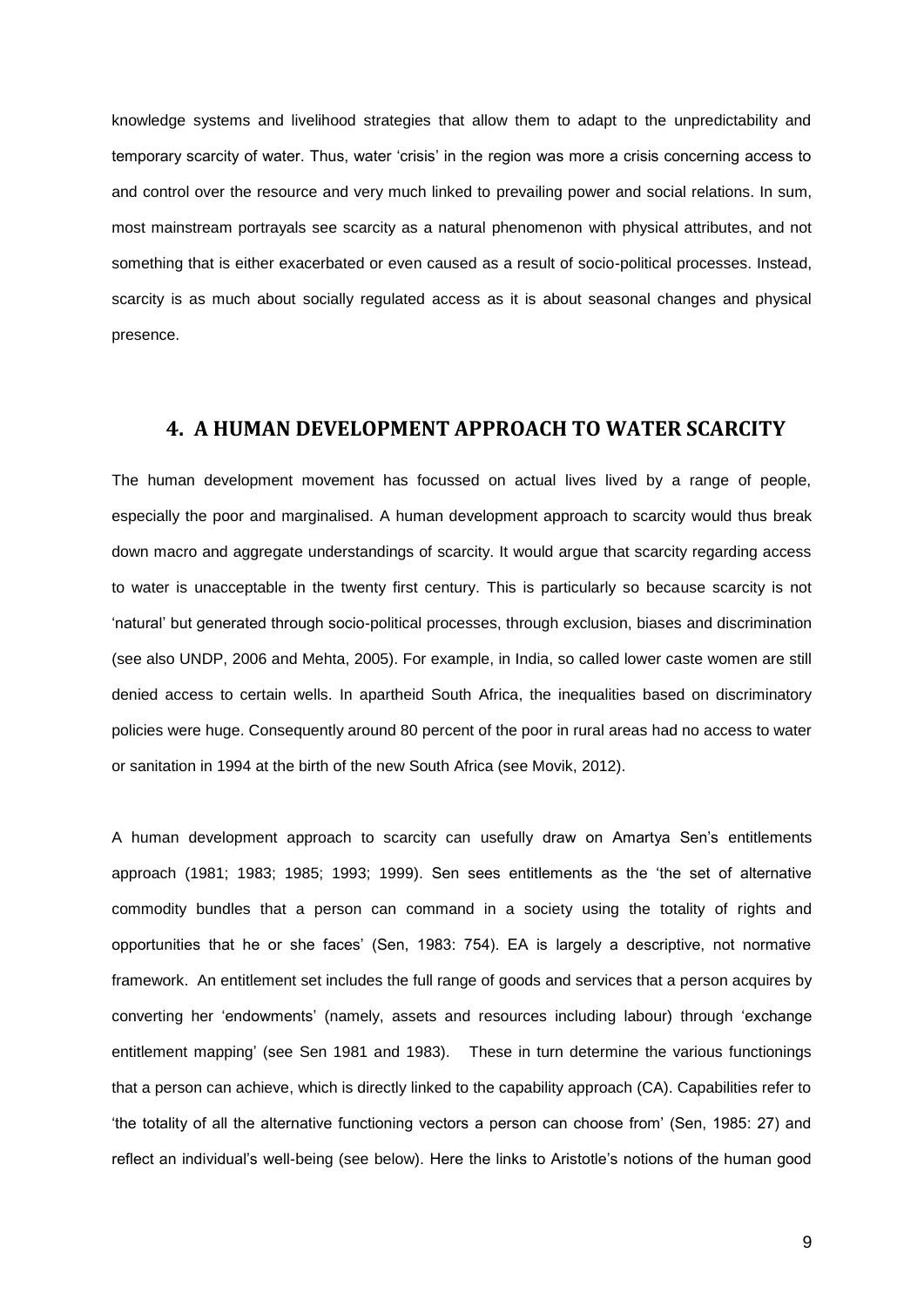knowledge systems and livelihood strategies that allow them to adapt to the unpredictability and temporary scarcity of water. Thus, water 'crisis' in the region was more a crisis concerning access to and control over the resource and very much linked to prevailing power and social relations. In sum, most mainstream portrayals see scarcity as a natural phenomenon with physical attributes, and not something that is either exacerbated or even caused as a result of socio-political processes. Instead, scarcity is as much about socially regulated access as it is about seasonal changes and physical presence.

## 4. A HUMAN DEVELOPMENT APPROACH TO WATER SCARCITY

The human development movement has focussed on actual lives lived by a range of people, especially the poor and marginalised. A human development approach to scarcity would thus break down macro and aggregate understandings of scarcity. It would argue that scarcity regarding access to water is unacceptable in the twenty first century. This is particularly so because scarcity is not 'natural' but generated through socio-political processes, through exclusion, biases and discrimination (see also UNDP, 2006 and Mehta, 2005). For example, in India, so called lower caste women are still denied access to certain wells. In apartheid South Africa, the inequalities based on discriminatory policies were huge. Consequently around 80 percent of the poor in rural areas had no access to water or sanitation in 1994 at the birth of the new South Africa (see Movik, 2012).

A human development approach to scarcity can usefully draw on Amartya Sen's entitlements approach (1981; 1983; 1985; 1993; 1999). Sen sees entitlements as the 'the set of alternative commodity bundles that a person can command in a society using the totality of rights and opportunities that he or she faces' (Sen, 1983: 754). EA is largely a descriptive, not normative framework. An entitlement set includes the full range of goods and services that a person acquires by converting her 'endowments' (namely, assets and resources including labour) through 'exchange entitlement mapping' (see Sen 1981 and 1983). These in turn determine the various functionings that a person can achieve, which is directly linked to the capability approach (CA). Capabilities refer to 'the totality of all the alternative functioning vectors a person can choose from' (Sen, 1985: 27) and reflect an individual's well-being (see below). Here the links to Aristotle's notions of the human good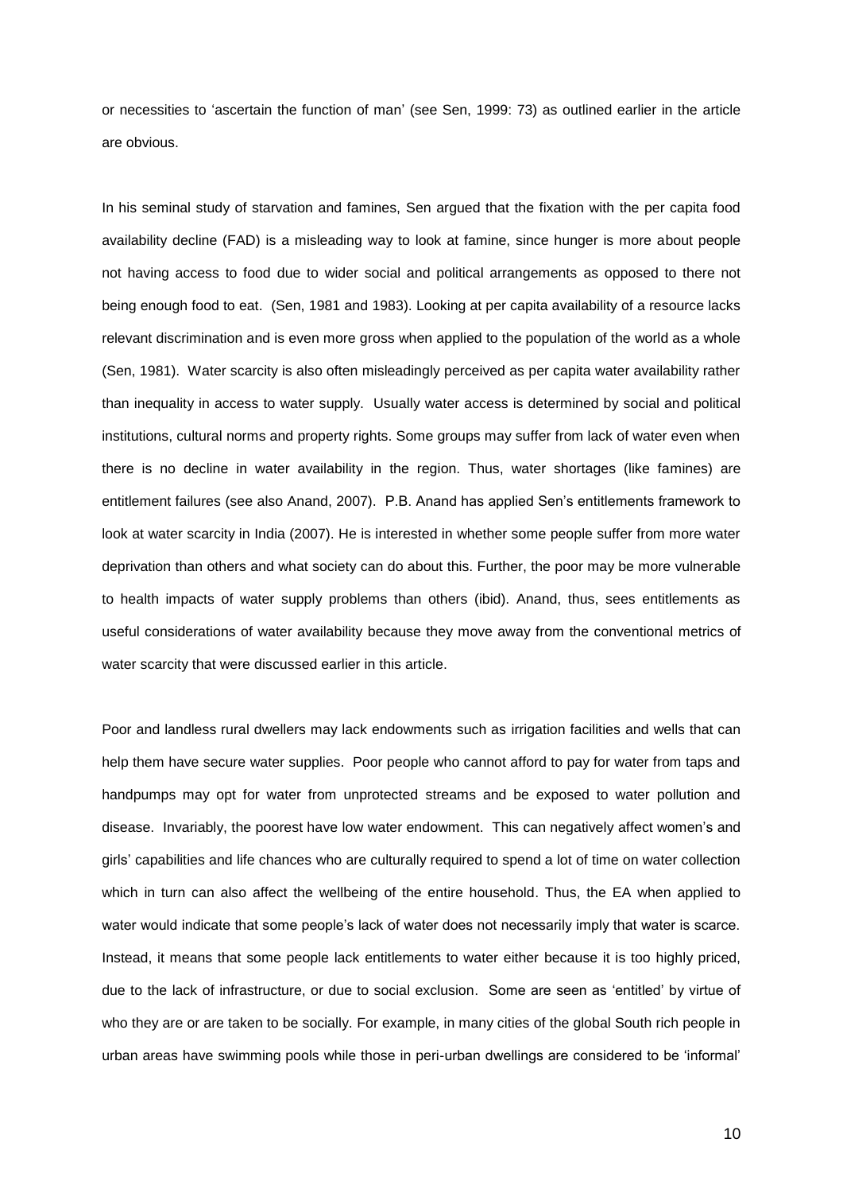or necessities to 'ascertain the function of man' (see Sen, 1999: 73) as outlined earlier in the article are obvious.

In his seminal study of starvation and famines, Sen argued that the fixation with the per capita food availability decline (FAD) is a misleading way to look at famine, since hunger is more about people not having access to food due to wider social and political arrangements as opposed to there not being enough food to eat. (Sen, 1981 and 1983). Looking at per capita availability of a resource lacks relevant discrimination and is even more gross when applied to the population of the world as a whole (Sen, 1981). Water scarcity is also often misleadingly perceived as per capita water availability rather than inequality in access to water supply. Usually water access is determined by social and political institutions, cultural norms and property rights. Some groups may suffer from lack of water even when there is no decline in water availability in the region. Thus, water shortages (like famines) are entitlement failures (see also Anand, 2007). P.B. Anand has applied Sen's entitlements framework to look at water scarcity in India (2007). He is interested in whether some people suffer from more water deprivation than others and what society can do about this. Further, the poor may be more vulnerable to health impacts of water supply problems than others (ibid). Anand, thus, sees entitlements as useful considerations of water availability because they move away from the conventional metrics of water scarcity that were discussed earlier in this article.

Poor and landless rural dwellers may lack endowments such as irrigation facilities and wells that can help them have secure water supplies. Poor people who cannot afford to pay for water from taps and handpumps may opt for water from unprotected streams and be exposed to water pollution and disease. Invariably, the poorest have low water endowment. This can negatively affect women's and girls' capabilities and life chances who are culturally required to spend a lot of time on water collection which in turn can also affect the wellbeing of the entire household. Thus, the EA when applied to water would indicate that some people's lack of water does not necessarily imply that water is scarce. Instead, it means that some people lack entitlements to water either because it is too highly priced, due to the lack of infrastructure, or due to social exclusion. Some are seen as 'entitled' by virtue of who they are or are taken to be socially. For example, in many cities of the global South rich people in urban areas have swimming pools while those in peri-urban dwellings are considered to be 'informal'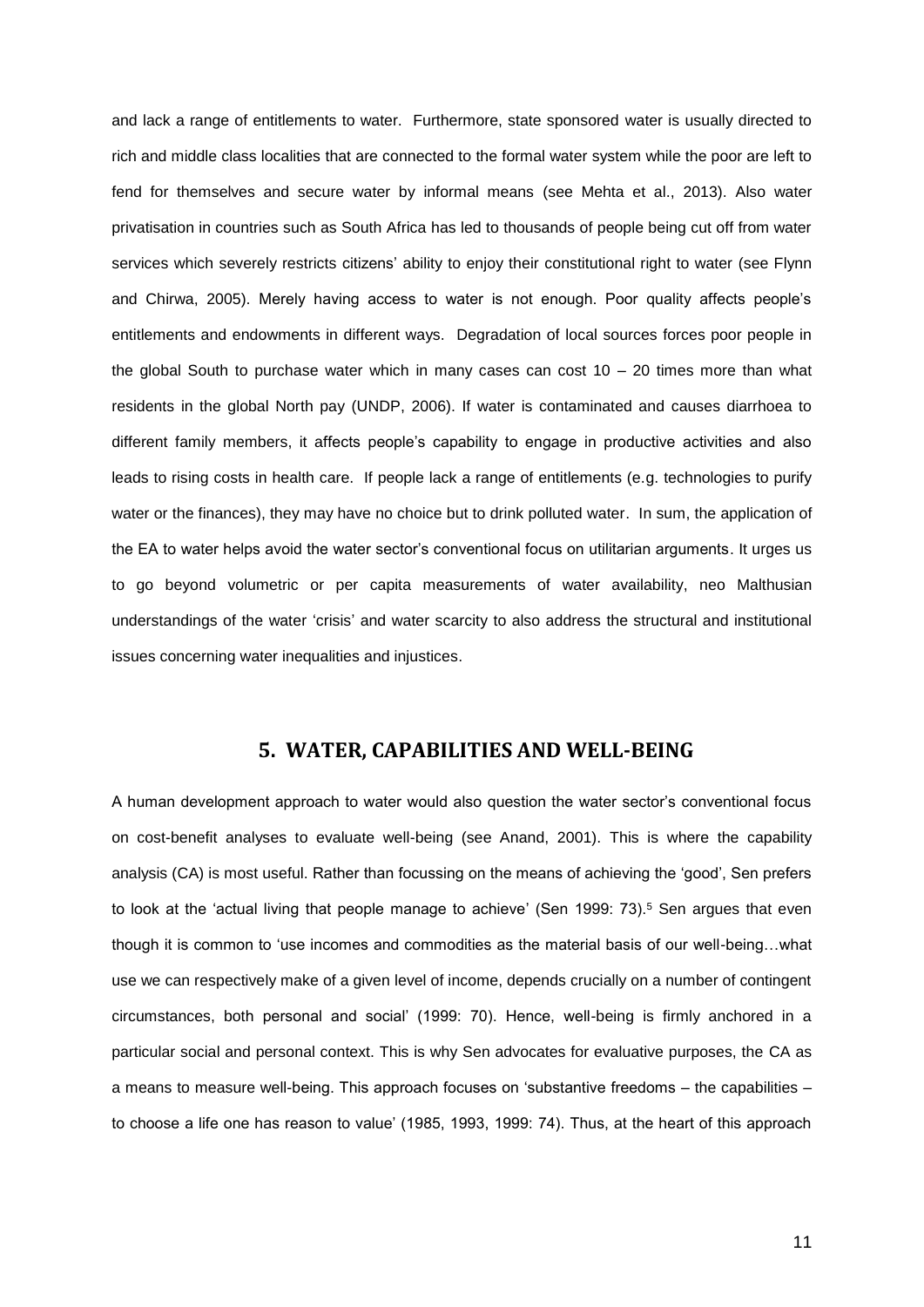and lack a range of entitlements to water. Furthermore, state sponsored water is usually directed to rich and middle class localities that are connected to the formal water system while the poor are left to fend for themselves and secure water by informal means (see Mehta et al., 2013). Also water privatisation in countries such as South Africa has led to thousands of people being cut off from water services which severely restricts citizens' ability to enjoy their constitutional right to water (see Flynn and Chirwa, 2005). Merely having access to water is not enough. Poor quality affects people's entitlements and endowments in different ways. Degradation of local sources forces poor people in the global South to purchase water which in many cases can cost 10 – 20 times more than what residents in the global North pay (UNDP, 2006). If water is contaminated and causes diarrhoea to different family members, it affects people's capability to engage in productive activities and also leads to rising costs in health care. If people lack a range of entitlements (e.g. technologies to purify water or the finances), they may have no choice but to drink polluted water. In sum, the application of the EA to water helps avoid the water sector's conventional focus on utilitarian arguments. It urges us to go beyond volumetric or per capita measurements of water availability, neo Malthusian understandings of the water 'crisis' and water scarcity to also address the structural and institutional issues concerning water inequalities and injustices.

## 5. WATER, CAPABILITIES AND WELL-BEING

A human development approach to water would also question the water sector's conventional focus on cost-benefit analyses to evaluate well-being (see Anand, 2001). This is where the capability analysis (CA) is most useful. Rather than focussing on the means of achieving the 'good', Sen prefers to look at the 'actual living that people manage to achieve' (Sen 1999: 73).[5] Sen argues that even though it is common to 'use incomes and commodities as the material basis of our well-being…what use we can respectively make of a given level of income, depends crucially on a number of contingent circumstances, both personal and social' (1999: 70). Hence, well-being is firmly anchored in a particular social and personal context. This is why Sen advocates for evaluative purposes, the CA as a means to measure well-being. This approach focuses on 'substantive freedoms – the capabilities – to choose a life one has reason to value' (1985, 1993, 1999: 74). Thus, at the heart of this approach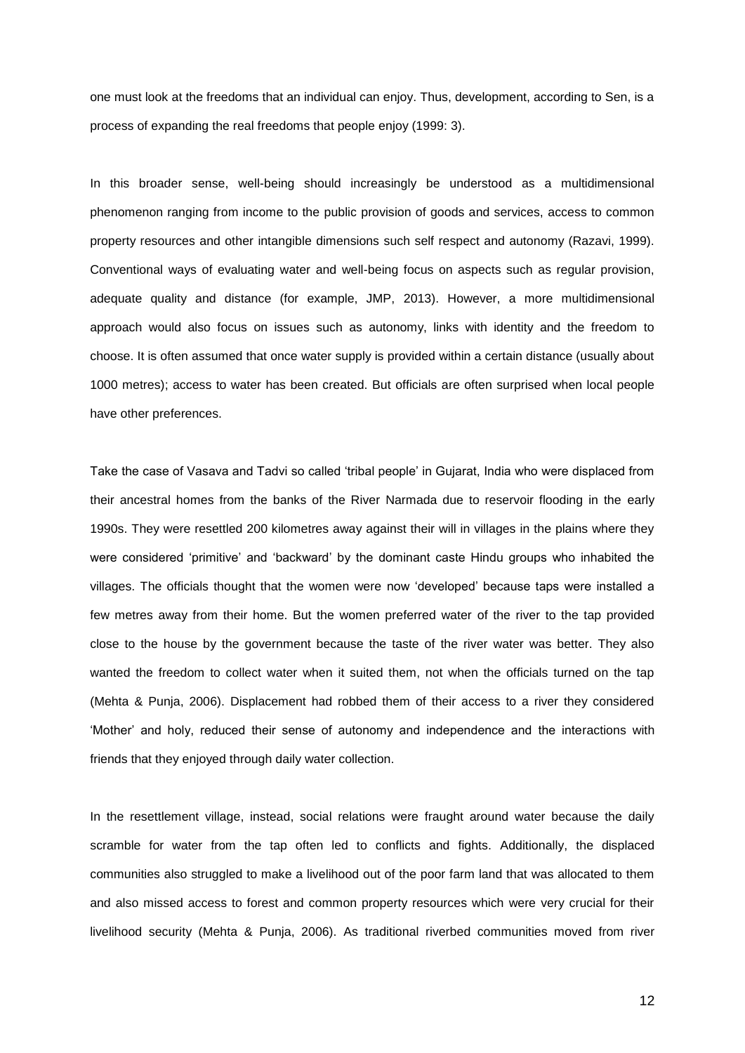one must look at the freedoms that an individual can enjoy. Thus, development, according to Sen, is a process of expanding the real freedoms that people enjoy (1999: 3).

In this broader sense, well-being should increasingly be understood as a multidimensional phenomenon ranging from income to the public provision of goods and services, access to common property resources and other intangible dimensions such self respect and autonomy (Razavi, 1999). Conventional ways of evaluating water and well-being focus on aspects such as regular provision, adequate quality and distance (for example, JMP, 2013). However, a more multidimensional approach would also focus on issues such as autonomy, links with identity and the freedom to choose. It is often assumed that once water supply is provided within a certain distance (usually about 1000 metres); access to water has been created. But officials are often surprised when local people have other preferences.

Take the case of Vasava and Tadvi so called 'tribal people' in Gujarat, India who were displaced from their ancestral homes from the banks of the River Narmada due to reservoir flooding in the early 1990s. They were resettled 200 kilometres away against their will in villages in the plains where they were considered 'primitive' and 'backward' by the dominant caste Hindu groups who inhabited the villages. The officials thought that the women were now 'developed' because taps were installed a few metres away from their home. But the women preferred water of the river to the tap provided close to the house by the government because the taste of the river water was better. They also wanted the freedom to collect water when it suited them, not when the officials turned on the tap (Mehta & Punja, 2006). Displacement had robbed them of their access to a river they considered 'Mother' and holy, reduced their sense of autonomy and independence and the interactions with friends that they enjoyed through daily water collection.

In the resettlement village, instead, social relations were fraught around water because the daily scramble for water from the tap often led to conflicts and fights. Additionally, the displaced communities also struggled to make a livelihood out of the poor farm land that was allocated to them and also missed access to forest and common property resources which were very crucial for their livelihood security (Mehta & Punja, 2006). As traditional riverbed communities moved from river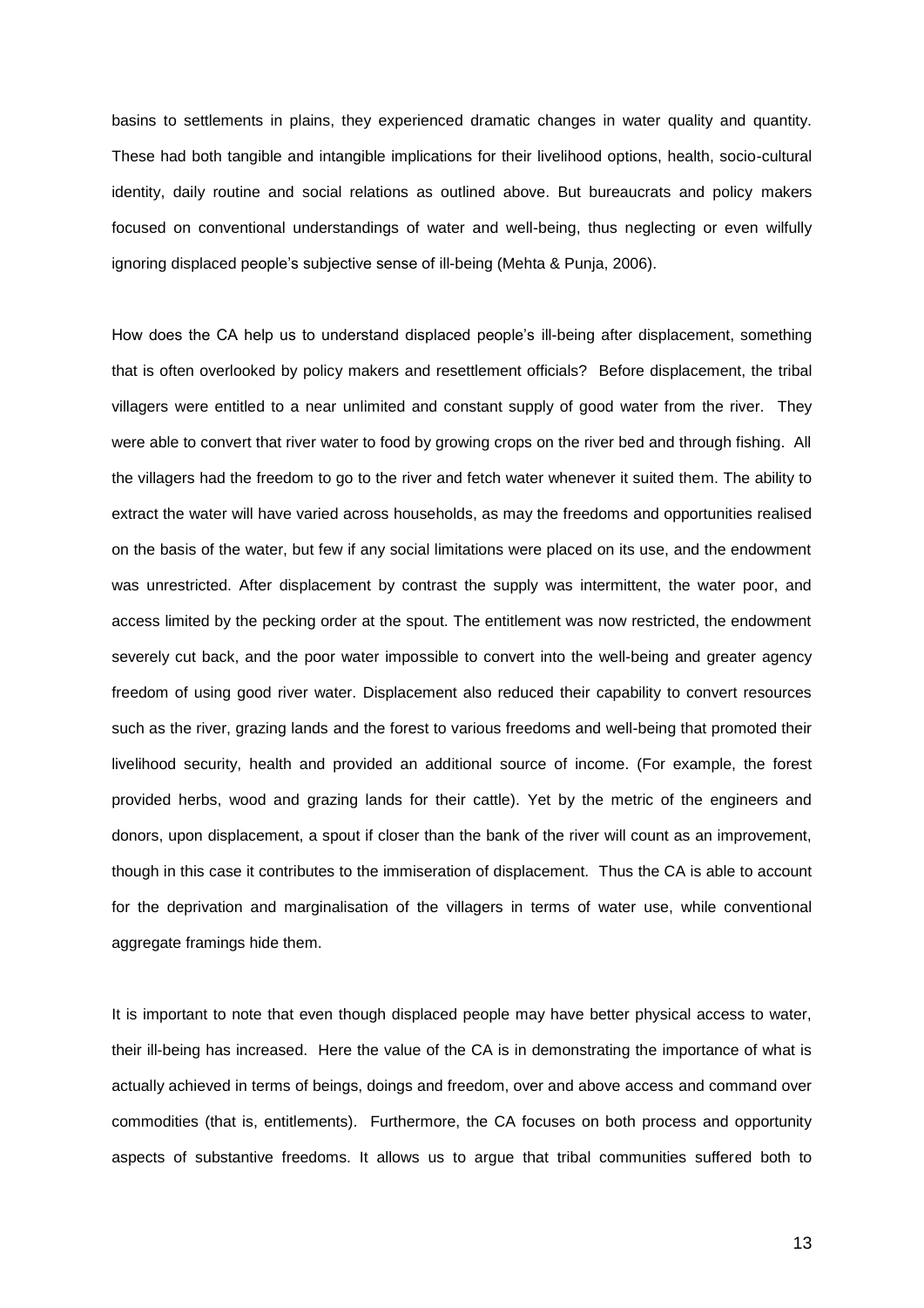basins to settlements in plains, they experienced dramatic changes in water quality and quantity. These had both tangible and intangible implications for their livelihood options, health, socio-cultural identity, daily routine and social relations as outlined above. But bureaucrats and policy makers focused on conventional understandings of water and well-being, thus neglecting or even wilfully ignoring displaced people's subjective sense of ill-being (Mehta & Punja, 2006).

How does the CA help us to understand displaced people's ill-being after displacement, something that is often overlooked by policy makers and resettlement officials? Before displacement, the tribal villagers were entitled to a near unlimited and constant supply of good water from the river. They were able to convert that river water to food by growing crops on the river bed and through fishing. All the villagers had the freedom to go to the river and fetch water whenever it suited them. The ability to extract the water will have varied across households, as may the freedoms and opportunities realised on the basis of the water, but few if any social limitations were placed on its use, and the endowment was unrestricted. After displacement by contrast the supply was intermittent, the water poor, and access limited by the pecking order at the spout. The entitlement was now restricted, the endowment severely cut back, and the poor water impossible to convert into the well-being and greater agency freedom of using good river water. Displacement also reduced their capability to convert resources such as the river, grazing lands and the forest to various freedoms and well-being that promoted their livelihood security, health and provided an additional source of income. (For example, the forest provided herbs, wood and grazing lands for their cattle). Yet by the metric of the engineers and donors, upon displacement, a spout if closer than the bank of the river will count as an improvement, though in this case it contributes to the immiseration of displacement. Thus the CA is able to account for the deprivation and marginalisation of the villagers in terms of water use, while conventional aggregate framings hide them.

It is important to note that even though displaced people may have better physical access to water, their ill-being has increased. Here the value of the CA is in demonstrating the importance of what is actually achieved in terms of beings, doings and freedom, over and above access and command over commodities (that is, entitlements). Furthermore, the CA focuses on both process and opportunity aspects of substantive freedoms. It allows us to argue that tribal communities suffered both to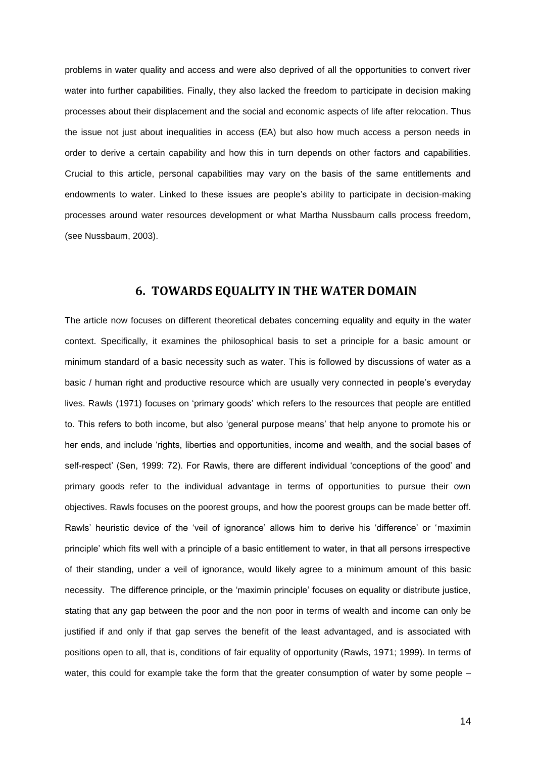problems in water quality and access and were also deprived of all the opportunities to convert river water into further capabilities. Finally, they also lacked the freedom to participate in decision making processes about their displacement and the social and economic aspects of life after relocation. Thus the issue not just about inequalities in access (EA) but also how much access a person needs in order to derive a certain capability and how this in turn depends on other factors and capabilities. Crucial to this article, personal capabilities may vary on the basis of the same entitlements and endowments to water. Linked to these issues are people's ability to participate in decision-making processes around water resources development or what Martha Nussbaum calls process freedom, (see Nussbaum, 2003).

## 6. TOWARDS EQUALITY IN THE WATER DOMAIN

The article now focuses on different theoretical debates concerning equality and equity in the water context. Specifically, it examines the philosophical basis to set a principle for a basic amount or minimum standard of a basic necessity such as water. This is followed by discussions of water as a basic / human right and productive resource which are usually very connected in people's everyday lives. Rawls (1971) focuses on 'primary goods' which refers to the resources that people are entitled to. This refers to both income, but also 'general purpose means' that help anyone to promote his or her ends, and include 'rights, liberties and opportunities, income and wealth, and the social bases of self-respect' (Sen, 1999: 72). For Rawls, there are different individual 'conceptions of the good' and primary goods refer to the individual advantage in terms of opportunities to pursue their own objectives. Rawls focuses on the poorest groups, and how the poorest groups can be made better off. Rawls' heuristic device of the 'veil of ignorance' allows him to derive his 'difference' or 'maximin principle' which fits well with a principle of a basic entitlement to water, in that all persons irrespective of their standing, under a veil of ignorance, would likely agree to a minimum amount of this basic necessity. The difference principle, or the 'maximin principle' focuses on equality or distribute justice, stating that any gap between the poor and the non poor in terms of wealth and income can only be justified if and only if that gap serves the benefit of the least advantaged, and is associated with positions open to all, that is, conditions of fair equality of opportunity (Rawls, 1971; 1999). In terms of water, this could for example take the form that the greater consumption of water by some people –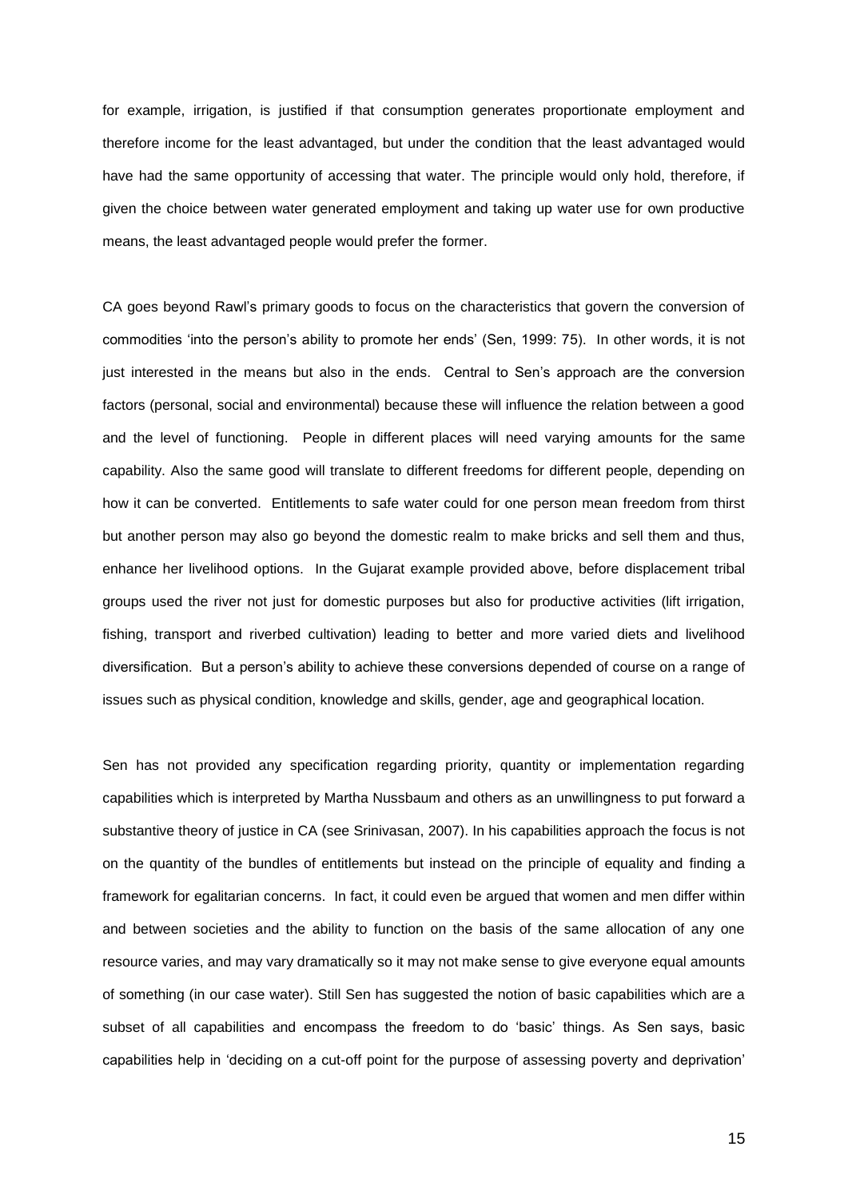for example, irrigation, is justified if that consumption generates proportionate employment and therefore income for the least advantaged, but under the condition that the least advantaged would have had the same opportunity of accessing that water. The principle would only hold, therefore, if given the choice between water generated employment and taking up water use for own productive means, the least advantaged people would prefer the former.

CA goes beyond Rawl's primary goods to focus on the characteristics that govern the conversion of commodities 'into the person's ability to promote her ends' (Sen, 1999: 75). In other words, it is not just interested in the means but also in the ends. Central to Sen's approach are the conversion factors (personal, social and environmental) because these will influence the relation between a good and the level of functioning. People in different places will need varying amounts for the same capability. Also the same good will translate to different freedoms for different people, depending on how it can be converted. Entitlements to safe water could for one person mean freedom from thirst but another person may also go beyond the domestic realm to make bricks and sell them and thus, enhance her livelihood options. In the Gujarat example provided above, before displacement tribal groups used the river not just for domestic purposes but also for productive activities (lift irrigation, fishing, transport and riverbed cultivation) leading to better and more varied diets and livelihood diversification. But a person's ability to achieve these conversions depended of course on a range of issues such as physical condition, knowledge and skills, gender, age and geographical location.

Sen has not provided any specification regarding priority, quantity or implementation regarding capabilities which is interpreted by Martha Nussbaum and others as an unwillingness to put forward a substantive theory of justice in CA (see Srinivasan, 2007). In his capabilities approach the focus is not on the quantity of the bundles of entitlements but instead on the principle of equality and finding a framework for egalitarian concerns. In fact, it could even be argued that women and men differ within and between societies and the ability to function on the basis of the same allocation of any one resource varies, and may vary dramatically so it may not make sense to give everyone equal amounts of something (in our case water). Still Sen has suggested the notion of basic capabilities which are a subset of all capabilities and encompass the freedom to do 'basic' things. As Sen says, basic capabilities help in 'deciding on a cut-off point for the purpose of assessing poverty and deprivation'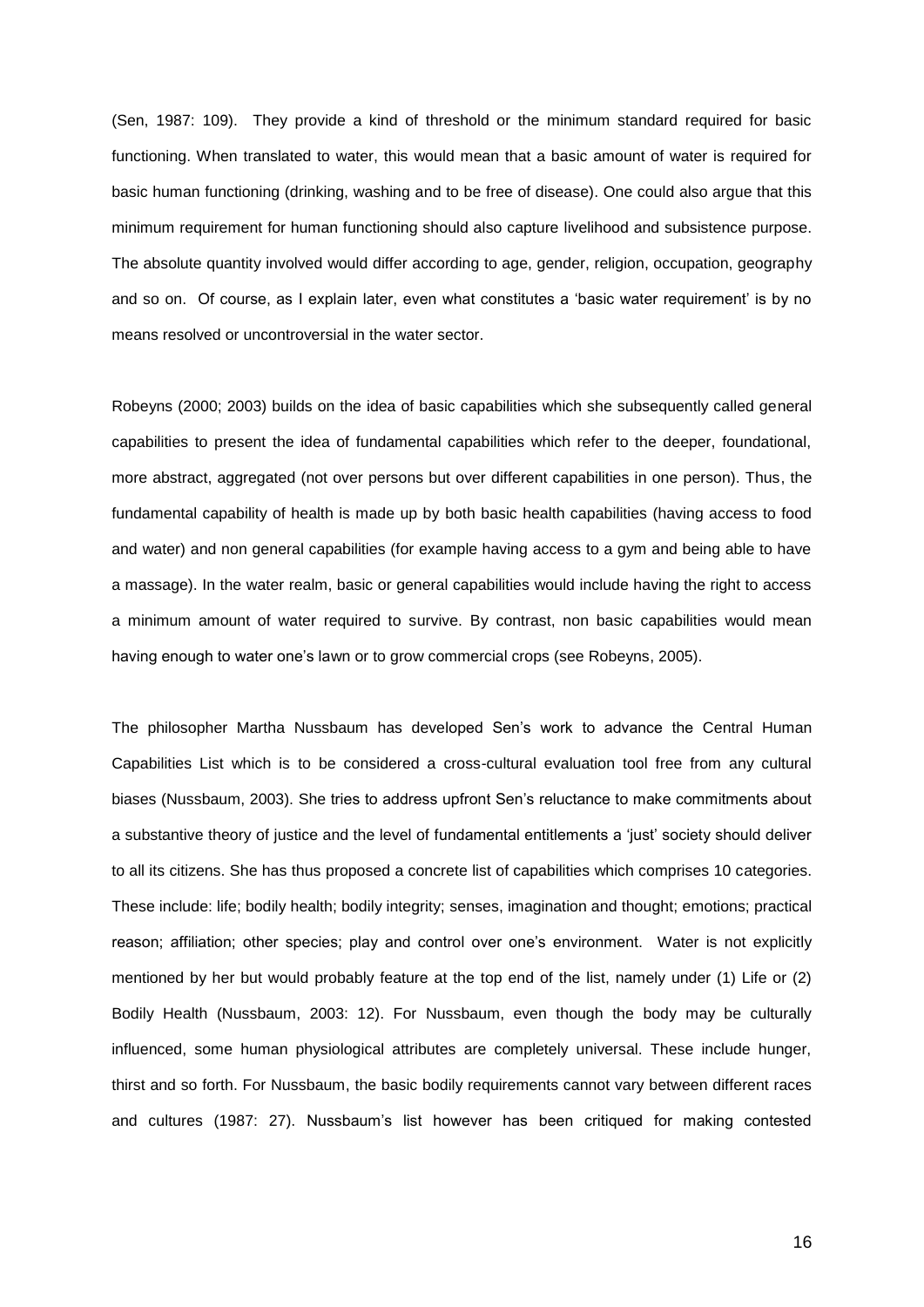(Sen, 1987: 109). They provide a kind of threshold or the minimum standard required for basic functioning. When translated to water, this would mean that a basic amount of water is required for basic human functioning (drinking, washing and to be free of disease). One could also argue that this minimum requirement for human functioning should also capture livelihood and subsistence purpose. The absolute quantity involved would differ according to age, gender, religion, occupation, geography and so on. Of course, as I explain later, even what constitutes a 'basic water requirement' is by no means resolved or uncontroversial in the water sector.

Robeyns (2000; 2003) builds on the idea of basic capabilities which she subsequently called general capabilities to present the idea of fundamental capabilities which refer to the deeper, foundational, more abstract, aggregated (not over persons but over different capabilities in one person). Thus, the fundamental capability of health is made up by both basic health capabilities (having access to food and water) and non general capabilities (for example having access to a gym and being able to have a massage). In the water realm, basic or general capabilities would include having the right to access a minimum amount of water required to survive. By contrast, non basic capabilities would mean having enough to water one's lawn or to grow commercial crops (see Robeyns, 2005).

The philosopher Martha Nussbaum has developed Sen's work to advance the Central Human Capabilities List which is to be considered a cross-cultural evaluation tool free from any cultural biases (Nussbaum, 2003). She tries to address upfront Sen's reluctance to make commitments about a substantive theory of justice and the level of fundamental entitlements a 'just' society should deliver to all its citizens. She has thus proposed a concrete list of capabilities which comprises 10 categories. These include: life; bodily health; bodily integrity; senses, imagination and thought; emotions; practical reason; affiliation; other species; play and control over one's environment. Water is not explicitly mentioned by her but would probably feature at the top end of the list, namely under (1) Life or (2) Bodily Health (Nussbaum, 2003: 12). For Nussbaum, even though the body may be culturally influenced, some human physiological attributes are completely universal. These include hunger, thirst and so forth. For Nussbaum, the basic bodily requirements cannot vary between different races and cultures (1987: 27). Nussbaum's list however has been critiqued for making contested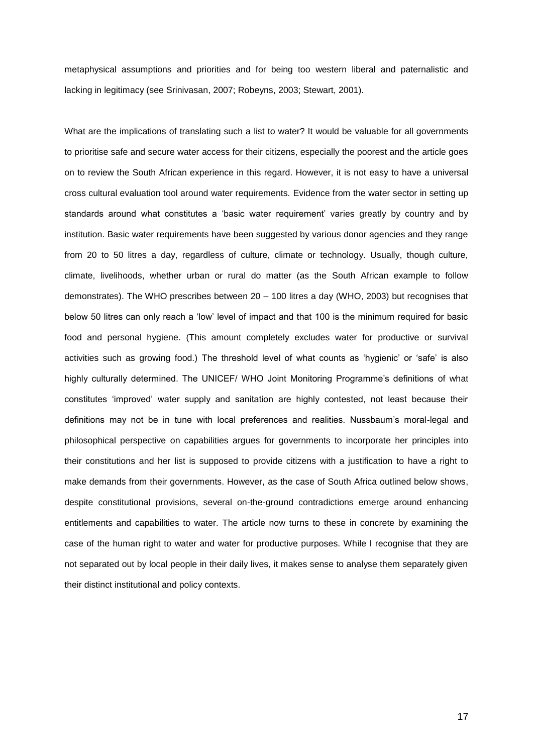metaphysical assumptions and priorities and for being too western liberal and paternalistic and lacking in legitimacy (see Srinivasan, 2007; Robeyns, 2003; Stewart, 2001).

What are the implications of translating such a list to water? It would be valuable for all governments to prioritise safe and secure water access for their citizens, especially the poorest and the article goes on to review the South African experience in this regard. However, it is not easy to have a universal cross cultural evaluation tool around water requirements. Evidence from the water sector in setting up standards around what constitutes a 'basic water requirement' varies greatly by country and by institution. Basic water requirements have been suggested by various donor agencies and they range from 20 to 50 litres a day, regardless of culture, climate or technology. Usually, though culture, climate, livelihoods, whether urban or rural do matter (as the South African example to follow demonstrates). The WHO prescribes between 20 – 100 litres a day (WHO, 2003) but recognises that below 50 litres can only reach a 'low' level of impact and that 100 is the minimum required for basic food and personal hygiene. (This amount completely excludes water for productive or survival activities such as growing food.) The threshold level of what counts as 'hygienic' or 'safe' is also highly culturally determined. The UNICEF/ WHO Joint Monitoring Programme's definitions of what constitutes 'improved' water supply and sanitation are highly contested, not least because their definitions may not be in tune with local preferences and realities. Nussbaum's moral-legal and philosophical perspective on capabilities argues for governments to incorporate her principles into their constitutions and her list is supposed to provide citizens with a justification to have a right to make demands from their governments. However, as the case of South Africa outlined below shows, despite constitutional provisions, several on-the-ground contradictions emerge around enhancing entitlements and capabilities to water. The article now turns to these in concrete by examining the case of the human right to water and water for productive purposes. While I recognise that they are not separated out by local people in their daily lives, it makes sense to analyse them separately given their distinct institutional and policy contexts.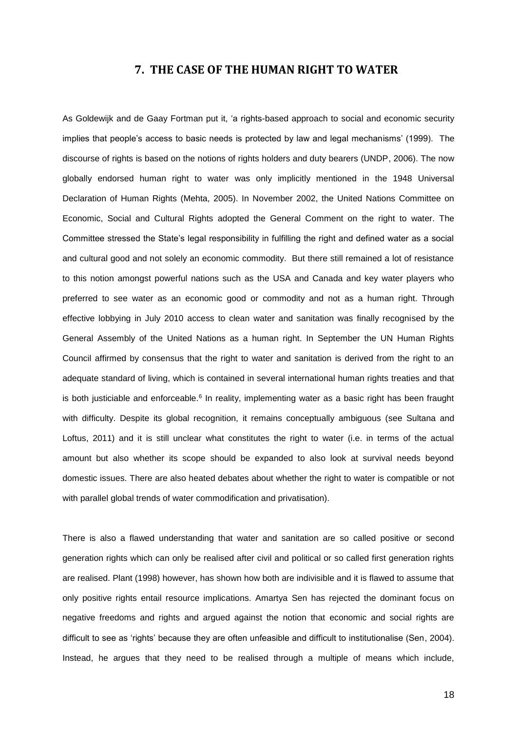## 7. THE CASE OF THE HUMAN RIGHT TO WATER

As Goldewijk and de Gaay Fortman put it, 'a rights-based approach to social and economic security implies that people's access to basic needs is protected by law and legal mechanisms' (1999). The discourse of rights is based on the notions of rights holders and duty bearers (UNDP, 2006). The now globally endorsed human right to water was only implicitly mentioned in the 1948 Universal Declaration of Human Rights (Mehta, 2005). In November 2002, the United Nations Committee on Economic, Social and Cultural Rights adopted the General Comment on the right to water. The Committee stressed the State's legal responsibility in fulfilling the right and defined water as a social and cultural good and not solely an economic commodity. But there still remained a lot of resistance to this notion amongst powerful nations such as the USA and Canada and key water players who preferred to see water as an economic good or commodity and not as a human right. Through effective lobbying in July 2010 access to clean water and sanitation was finally recognised by the General Assembly of the United Nations as a human right. In September the UN Human Rights Council affirmed by consensus that the right to water and sanitation is derived from the right to an adequate standard of living, which is contained in several international human rights treaties and that is both justiciable and enforceable.[6] In reality, implementing water as a basic right has been fraught with difficulty. Despite its global recognition, it remains conceptually ambiguous (see Sultana and Loftus, 2011) and it is still unclear what constitutes the right to water (i.e. in terms of the actual amount but also whether its scope should be expanded to also look at survival needs beyond domestic issues. There are also heated debates about whether the right to water is compatible or not with parallel global trends of water commodification and privatisation).

There is also a flawed understanding that water and sanitation are so called positive or second generation rights which can only be realised after civil and political or so called first generation rights are realised. Plant (1998) however, has shown how both are indivisible and it is flawed to assume that only positive rights entail resource implications. Amartya Sen has rejected the dominant focus on negative freedoms and rights and argued against the notion that economic and social rights are difficult to see as 'rights' because they are often unfeasible and difficult to institutionalise (Sen, 2004). Instead, he argues that they need to be realised through a multiple of means which include,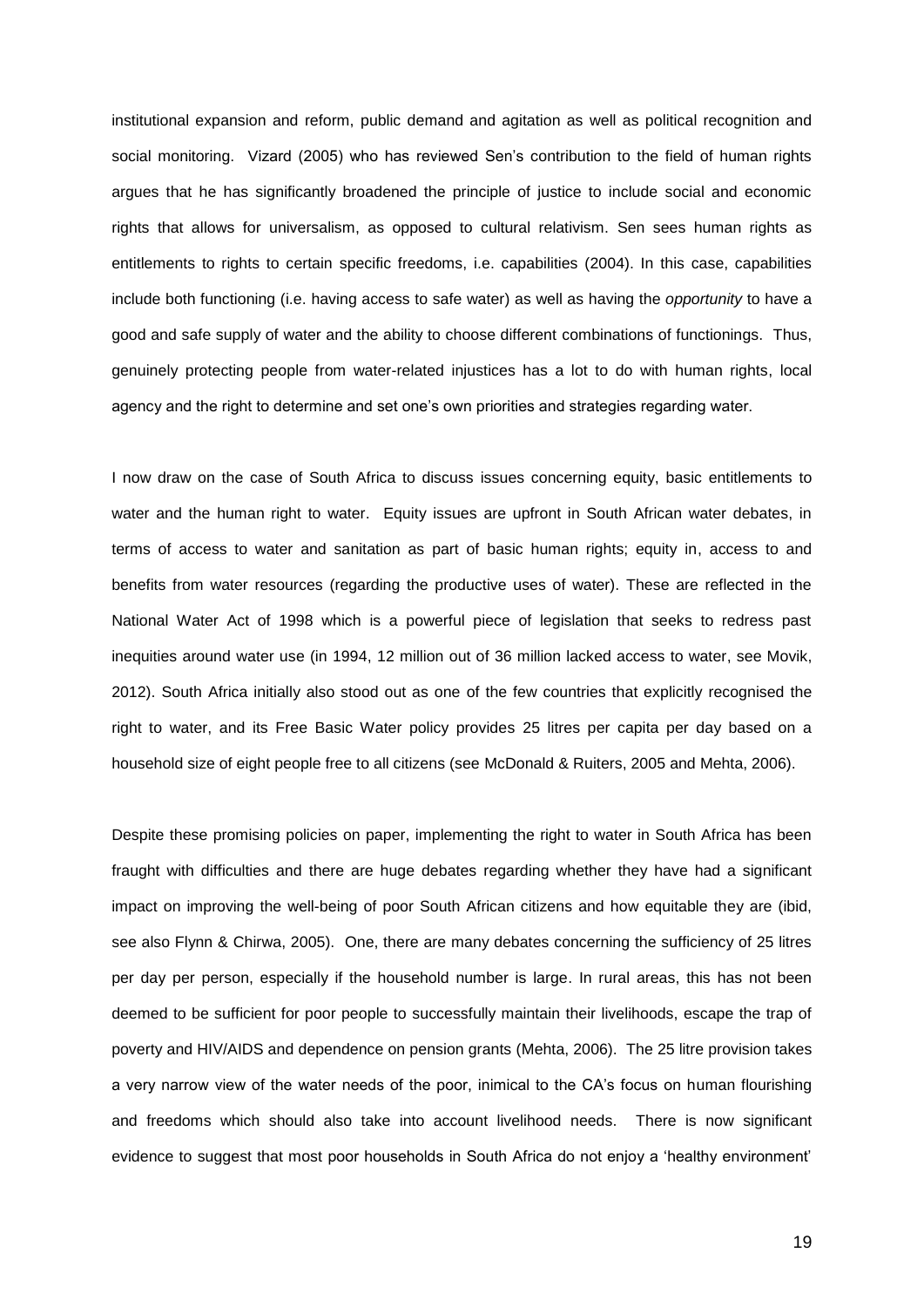institutional expansion and reform, public demand and agitation as well as political recognition and social monitoring. Vizard (2005) who has reviewed Sen's contribution to the field of human rights argues that he has significantly broadened the principle of justice to include social and economic rights that allows for universalism, as opposed to cultural relativism. Sen sees human rights as entitlements to rights to certain specific freedoms, i.e. capabilities (2004). In this case, capabilities include both functioning (i.e. having access to safe water) as well as having the *opportunity* to have a good and safe supply of water and the ability to choose different combinations of functionings. Thus, genuinely protecting people from water-related injustices has a lot to do with human rights, local agency and the right to determine and set one's own priorities and strategies regarding water.

I now draw on the case of South Africa to discuss issues concerning equity, basic entitlements to water and the human right to water. Equity issues are upfront in South African water debates, in terms of access to water and sanitation as part of basic human rights; equity in, access to and benefits from water resources (regarding the productive uses of water). These are reflected in the National Water Act of 1998 which is a powerful piece of legislation that seeks to redress past inequities around water use (in 1994, 12 million out of 36 million lacked access to water, see Movik, 2012). South Africa initially also stood out as one of the few countries that explicitly recognised the right to water, and its Free Basic Water policy provides 25 litres per capita per day based on a household size of eight people free to all citizens (see McDonald & Ruiters, 2005 and Mehta, 2006).

Despite these promising policies on paper, implementing the right to water in South Africa has been fraught with difficulties and there are huge debates regarding whether they have had a significant impact on improving the well-being of poor South African citizens and how equitable they are (ibid, see also Flynn & Chirwa, 2005). One, there are many debates concerning the sufficiency of 25 litres per day per person, especially if the household number is large. In rural areas, this has not been deemed to be sufficient for poor people to successfully maintain their livelihoods, escape the trap of poverty and HIV/AIDS and dependence on pension grants (Mehta, 2006). The 25 litre provision takes a very narrow view of the water needs of the poor, inimical to the CA's focus on human flourishing and freedoms which should also take into account livelihood needs. There is now significant evidence to suggest that most poor households in South Africa do not enjoy a 'healthy environment'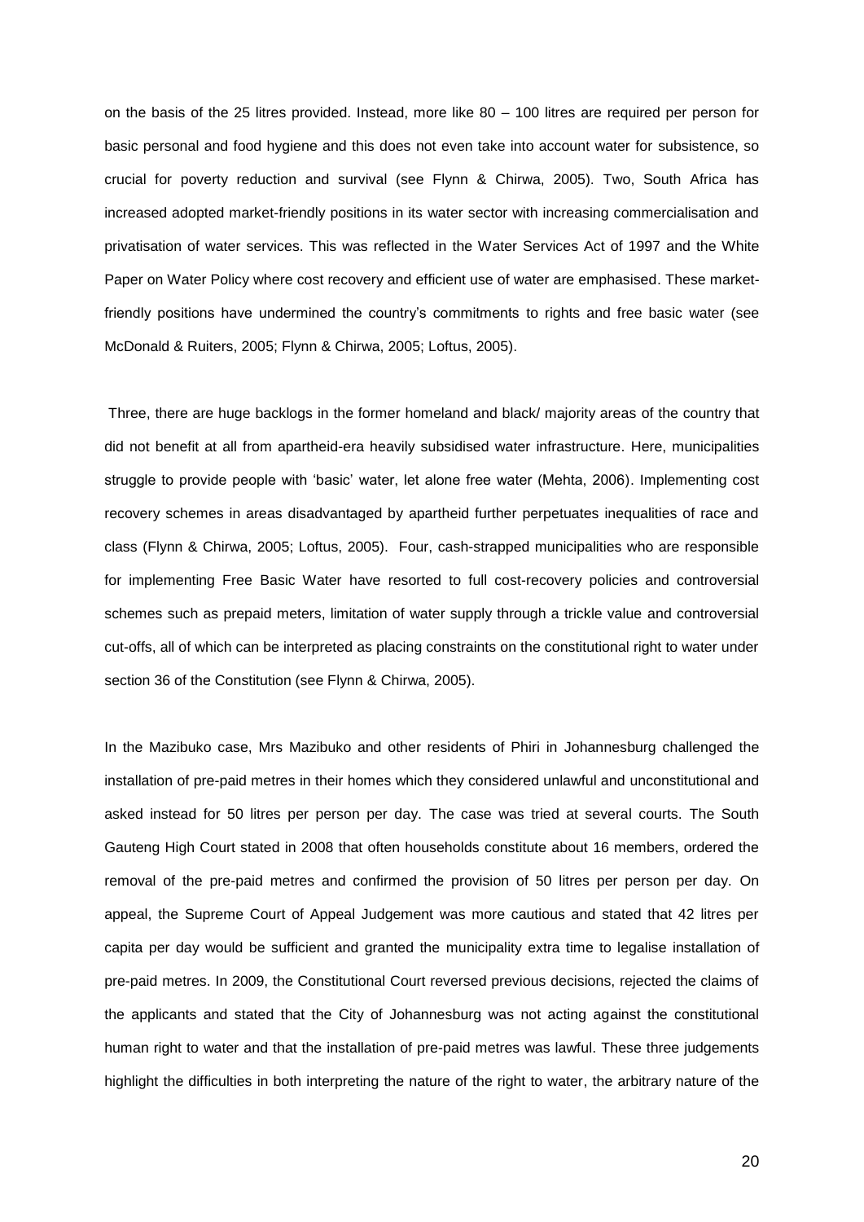on the basis of the 25 litres provided. Instead, more like 80 – 100 litres are required per person for basic personal and food hygiene and this does not even take into account water for subsistence, so crucial for poverty reduction and survival (see Flynn & Chirwa, 2005). Two, South Africa has increased adopted market-friendly positions in its water sector with increasing commercialisation and privatisation of water services. This was reflected in the Water Services Act of 1997 and the White Paper on Water Policy where cost recovery and efficient use of water are emphasised. These market-friendly positions have undermined the country's commitments to rights and free basic water (see McDonald & Ruiters, 2005; Flynn & Chirwa, 2005; Loftus, 2005).

Three, there are huge backlogs in the former homeland and black/ majority areas of the country that did not benefit at all from apartheid-era heavily subsidised water infrastructure. Here, municipalities struggle to provide people with 'basic' water, let alone free water (Mehta, 2006). Implementing cost recovery schemes in areas disadvantaged by apartheid further perpetuates inequalities of race and class (Flynn & Chirwa, 2005; Loftus, 2005). Four, cash-strapped municipalities who are responsible for implementing Free Basic Water have resorted to full cost-recovery policies and controversial schemes such as prepaid meters, limitation of water supply through a trickle value and controversial cut-offs, all of which can be interpreted as placing constraints on the constitutional right to water under section 36 of the Constitution (see Flynn & Chirwa, 2005).

In the Mazibuko case, Mrs Mazibuko and other residents of Phiri in Johannesburg challenged the installation of pre-paid metres in their homes which they considered unlawful and unconstitutional and asked instead for 50 litres per person per day. The case was tried at several courts. The South Gauteng High Court stated in 2008 that often households constitute about 16 members, ordered the removal of the pre-paid metres and confirmed the provision of 50 litres per person per day. On appeal, the Supreme Court of Appeal Judgement was more cautious and stated that 42 litres per capita per day would be sufficient and granted the municipality extra time to legalise installation of pre-paid metres. In 2009, the Constitutional Court reversed previous decisions, rejected the claims of the applicants and stated that the City of Johannesburg was not acting against the constitutional human right to water and that the installation of pre-paid metres was lawful. These three judgements highlight the difficulties in both interpreting the nature of the right to water, the arbitrary nature of the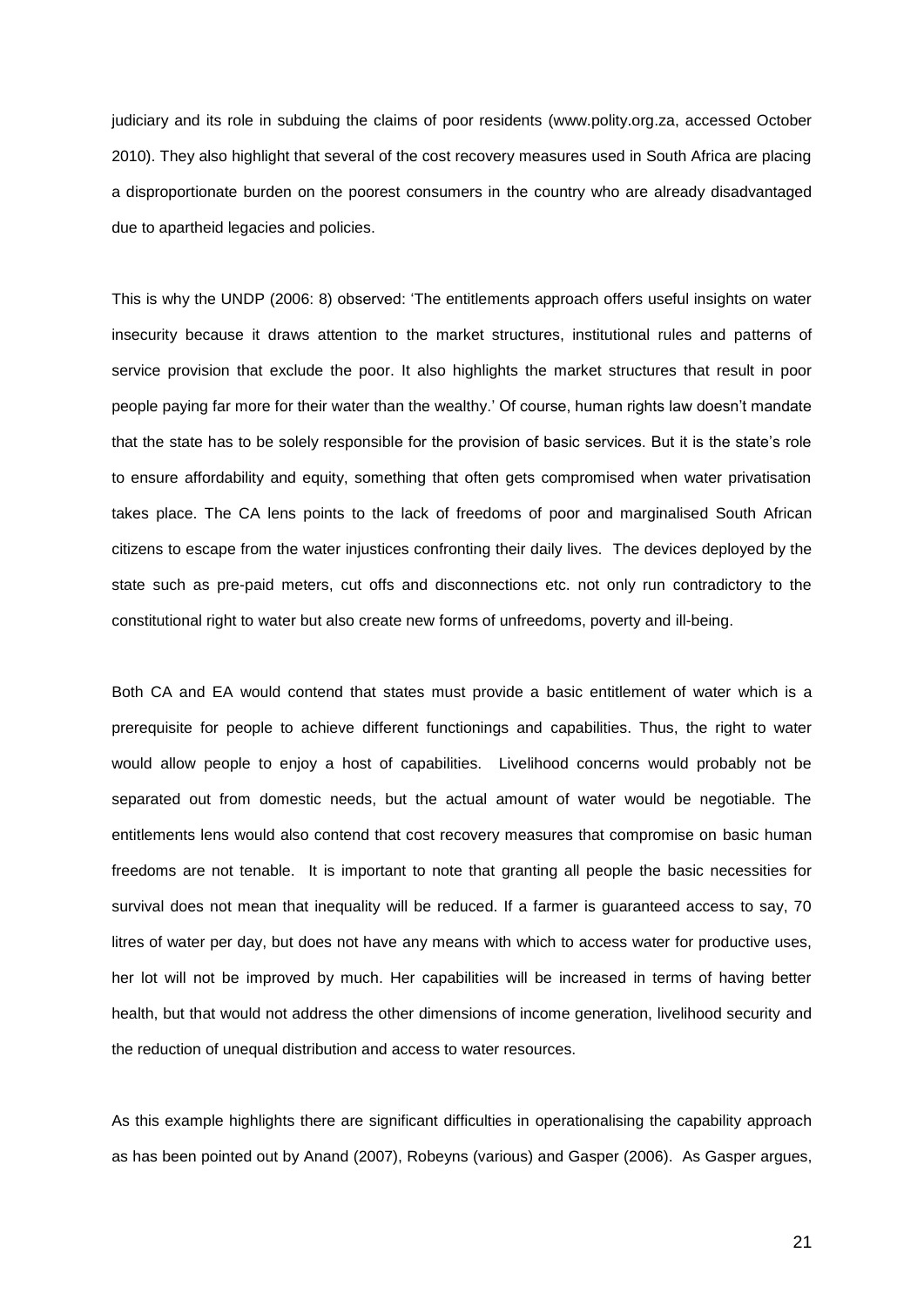judiciary and its role in subduing the claims of poor residents (www.polity.org.za, accessed October 2010). They also highlight that several of the cost recovery measures used in South Africa are placing a disproportionate burden on the poorest consumers in the country who are already disadvantaged due to apartheid legacies and policies.

This is why the UNDP (2006: 8) observed: 'The entitlements approach offers useful insights on water insecurity because it draws attention to the market structures, institutional rules and patterns of service provision that exclude the poor. It also highlights the market structures that result in poor people paying far more for their water than the wealthy.' Of course, human rights law doesn't mandate that the state has to be solely responsible for the provision of basic services. But it is the state's role to ensure affordability and equity, something that often gets compromised when water privatisation takes place. The CA lens points to the lack of freedoms of poor and marginalised South African citizens to escape from the water injustices confronting their daily lives. The devices deployed by the state such as pre-paid meters, cut offs and disconnections etc. not only run contradictory to the constitutional right to water but also create new forms of unfreedoms, poverty and ill-being.

Both CA and EA would contend that states must provide a basic entitlement of water which is a prerequisite for people to achieve different functionings and capabilities. Thus, the right to water would allow people to enjoy a host of capabilities. Livelihood concerns would probably not be separated out from domestic needs, but the actual amount of water would be negotiable. The entitlements lens would also contend that cost recovery measures that compromise on basic human freedoms are not tenable. It is important to note that granting all people the basic necessities for survival does not mean that inequality will be reduced. If a farmer is guaranteed access to say, 70 litres of water per day, but does not have any means with which to access water for productive uses, her lot will not be improved by much. Her capabilities will be increased in terms of having better health, but that would not address the other dimensions of income generation, livelihood security and the reduction of unequal distribution and access to water resources.

As this example highlights there are significant difficulties in operationalising the capability approach as has been pointed out by Anand (2007), Robeyns (various) and Gasper (2006). As Gasper argues,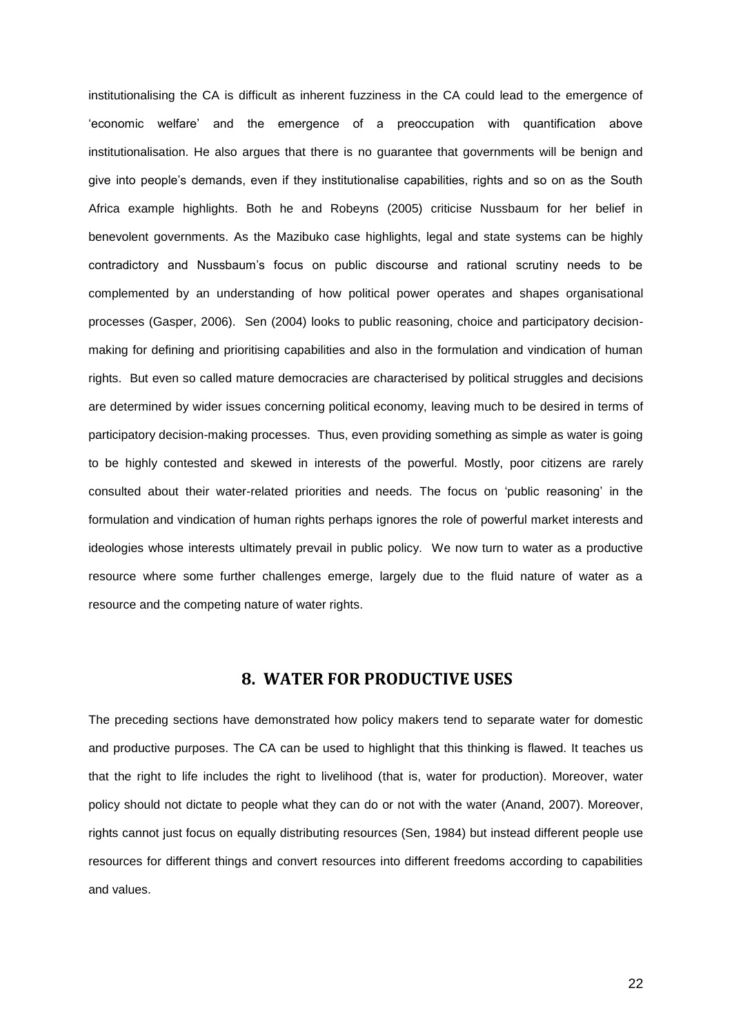institutionalising the CA is difficult as inherent fuzziness in the CA could lead to the emergence of 'economic welfare' and the emergence of a preoccupation with quantification above institutionalisation. He also argues that there is no guarantee that governments will be benign and give into people's demands, even if they institutionalise capabilities, rights and so on as the South Africa example highlights. Both he and Robeyns (2005) criticise Nussbaum for her belief in benevolent governments. As the Mazibuko case highlights, legal and state systems can be highly contradictory and Nussbaum's focus on public discourse and rational scrutiny needs to be complemented by an understanding of how political power operates and shapes organisational processes (Gasper, 2006). Sen (2004) looks to public reasoning, choice and participatory decision-making for defining and prioritising capabilities and also in the formulation and vindication of human rights. But even so called mature democracies are characterised by political struggles and decisions are determined by wider issues concerning political economy, leaving much to be desired in terms of participatory decision-making processes. Thus, even providing something as simple as water is going to be highly contested and skewed in interests of the powerful. Mostly, poor citizens are rarely consulted about their water-related priorities and needs. The focus on 'public reasoning' in the formulation and vindication of human rights perhaps ignores the role of powerful market interests and ideologies whose interests ultimately prevail in public policy. We now turn to water as a productive resource where some further challenges emerge, largely due to the fluid nature of water as a resource and the competing nature of water rights.

## 8. WATER FOR PRODUCTIVE USES

The preceding sections have demonstrated how policy makers tend to separate water for domestic and productive purposes. The CA can be used to highlight that this thinking is flawed. It teaches us that the right to life includes the right to livelihood (that is, water for production). Moreover, water policy should not dictate to people what they can do or not with the water (Anand, 2007). Moreover, rights cannot just focus on equally distributing resources (Sen, 1984) but instead different people use resources for different things and convert resources into different freedoms according to capabilities and values.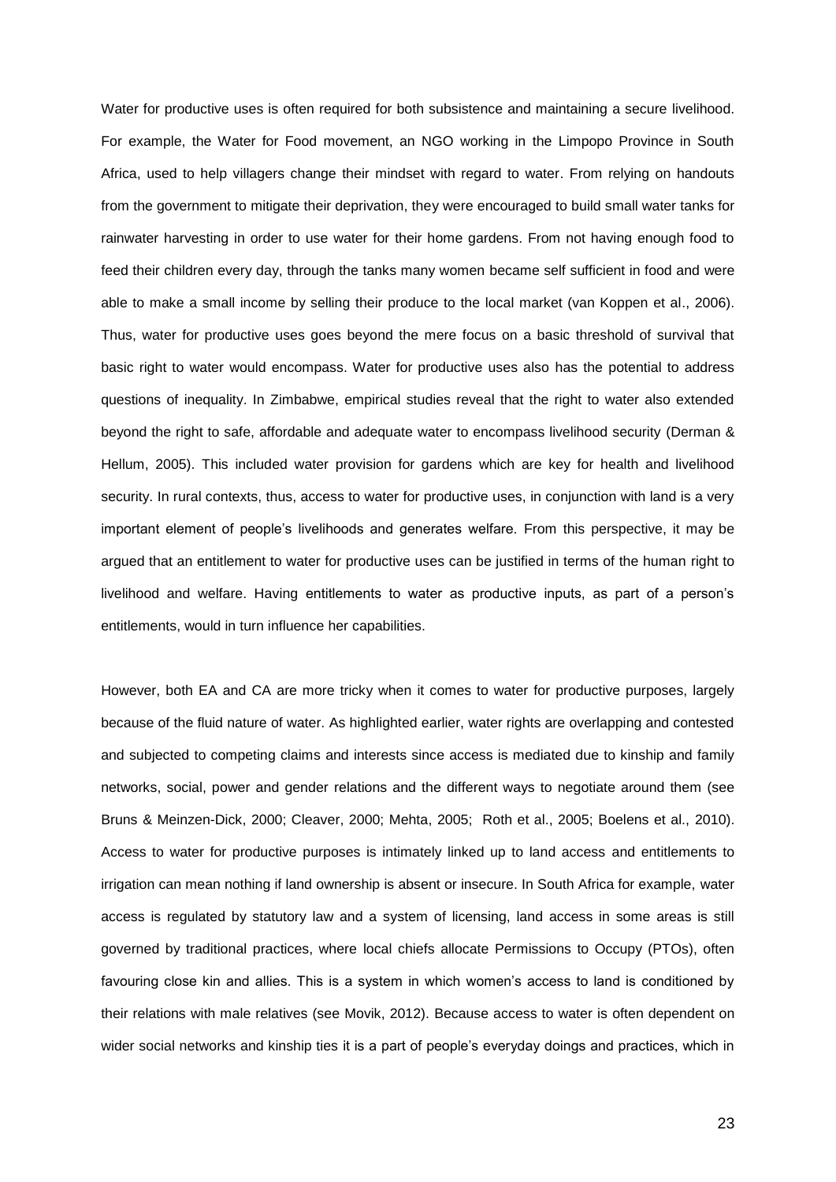Water for productive uses is often required for both subsistence and maintaining a secure livelihood. For example, the Water for Food movement, an NGO working in the Limpopo Province in South Africa, used to help villagers change their mindset with regard to water. From relying on handouts from the government to mitigate their deprivation, they were encouraged to build small water tanks for rainwater harvesting in order to use water for their home gardens. From not having enough food to feed their children every day, through the tanks many women became self sufficient in food and were able to make a small income by selling their produce to the local market (van Koppen et al., 2006). Thus, water for productive uses goes beyond the mere focus on a basic threshold of survival that basic right to water would encompass. Water for productive uses also has the potential to address questions of inequality. In Zimbabwe, empirical studies reveal that the right to water also extended beyond the right to safe, affordable and adequate water to encompass livelihood security (Derman & Hellum, 2005). This included water provision for gardens which are key for health and livelihood security. In rural contexts, thus, access to water for productive uses, in conjunction with land is a very important element of people's livelihoods and generates welfare. From this perspective, it may be argued that an entitlement to water for productive uses can be justified in terms of the human right to livelihood and welfare. Having entitlements to water as productive inputs, as part of a person's entitlements, would in turn influence her capabilities.

However, both EA and CA are more tricky when it comes to water for productive purposes, largely because of the fluid nature of water. As highlighted earlier, water rights are overlapping and contested and subjected to competing claims and interests since access is mediated due to kinship and family networks, social, power and gender relations and the different ways to negotiate around them (see Bruns & Meinzen-Dick, 2000; Cleaver, 2000; Mehta, 2005; Roth et al., 2005; Boelens et al., 2010). Access to water for productive purposes is intimately linked up to land access and entitlements to irrigation can mean nothing if land ownership is absent or insecure. In South Africa for example, water access is regulated by statutory law and a system of licensing, land access in some areas is still governed by traditional practices, where local chiefs allocate Permissions to Occupy (PTOs), often favouring close kin and allies. This is a system in which women's access to land is conditioned by their relations with male relatives (see Movik, 2012). Because access to water is often dependent on wider social networks and kinship ties it is a part of people's everyday doings and practices, which in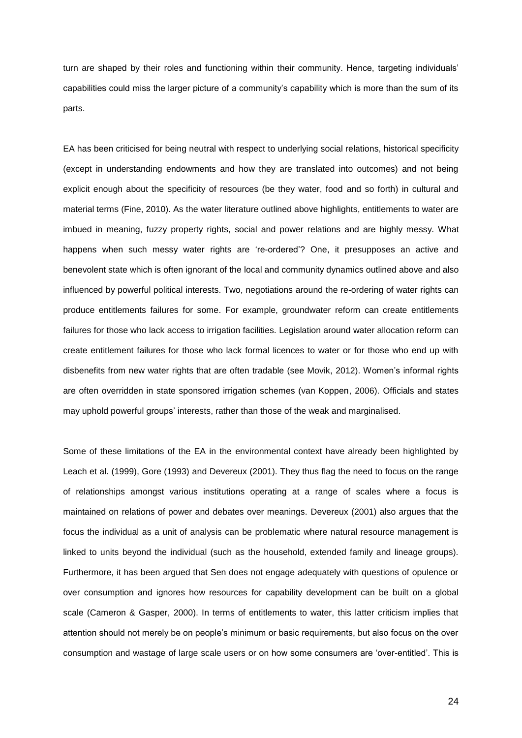turn are shaped by their roles and functioning within their community. Hence, targeting individuals' capabilities could miss the larger picture of a community's capability which is more than the sum of its parts.

EA has been criticised for being neutral with respect to underlying social relations, historical specificity (except in understanding endowments and how they are translated into outcomes) and not being explicit enough about the specificity of resources (be they water, food and so forth) in cultural and material terms (Fine, 2010). As the water literature outlined above highlights, entitlements to water are imbued in meaning, fuzzy property rights, social and power relations and are highly messy. What happens when such messy water rights are 're-ordered'? One, it presupposes an active and benevolent state which is often ignorant of the local and community dynamics outlined above and also influenced by powerful political interests. Two, negotiations around the re-ordering of water rights can produce entitlements failures for some. For example, groundwater reform can create entitlements failures for those who lack access to irrigation facilities. Legislation around water allocation reform can create entitlement failures for those who lack formal licences to water or for those who end up with disbenefits from new water rights that are often tradable (see Movik, 2012). Women's informal rights are often overridden in state sponsored irrigation schemes (van Koppen, 2006). Officials and states may uphold powerful groups' interests, rather than those of the weak and marginalised.

Some of these limitations of the EA in the environmental context have already been highlighted by Leach et al. (1999), Gore (1993) and Devereux (2001). They thus flag the need to focus on the range of relationships amongst various institutions operating at a range of scales where a focus is maintained on relations of power and debates over meanings. Devereux (2001) also argues that the focus the individual as a unit of analysis can be problematic where natural resource management is linked to units beyond the individual (such as the household, extended family and lineage groups). Furthermore, it has been argued that Sen does not engage adequately with questions of opulence or over consumption and ignores how resources for capability development can be built on a global scale (Cameron & Gasper, 2000). In terms of entitlements to water, this latter criticism implies that attention should not merely be on people's minimum or basic requirements, but also focus on the over consumption and wastage of large scale users or on how some consumers are 'over-entitled'. This is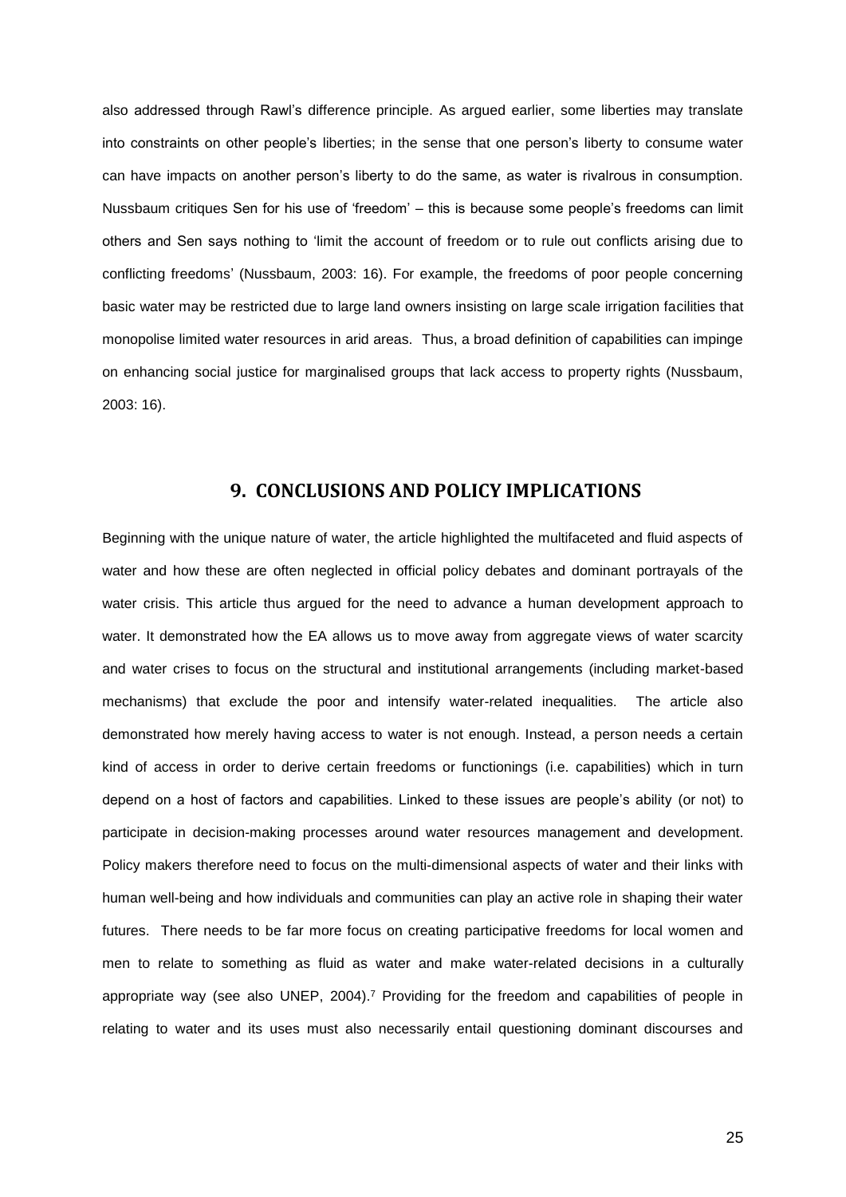also addressed through Rawl's difference principle. As argued earlier, some liberties may translate into constraints on other people's liberties; in the sense that one person's liberty to consume water can have impacts on another person's liberty to do the same, as water is rivalrous in consumption. Nussbaum critiques Sen for his use of 'freedom' – this is because some people's freedoms can limit others and Sen says nothing to 'limit the account of freedom or to rule out conflicts arising due to conflicting freedoms' (Nussbaum, 2003: 16). For example, the freedoms of poor people concerning basic water may be restricted due to large land owners insisting on large scale irrigation facilities that monopolise limited water resources in arid areas. Thus, a broad definition of capabilities can impinge on enhancing social justice for marginalised groups that lack access to property rights (Nussbaum, 2003: 16).

## 9. CONCLUSIONS AND POLICY IMPLICATIONS

Beginning with the unique nature of water, the article highlighted the multifaceted and fluid aspects of water and how these are often neglected in official policy debates and dominant portrayals of the water crisis. This article thus argued for the need to advance a human development approach to water. It demonstrated how the EA allows us to move away from aggregate views of water scarcity and water crises to focus on the structural and institutional arrangements (including market-based mechanisms) that exclude the poor and intensify water-related inequalities. The article also demonstrated how merely having access to water is not enough. Instead, a person needs a certain kind of access in order to derive certain freedoms or functionings (i.e. capabilities) which in turn depend on a host of factors and capabilities. Linked to these issues are people's ability (or not) to participate in decision-making processes around water resources management and development. Policy makers therefore need to focus on the multi-dimensional aspects of water and their links with human well-being and how individuals and communities can play an active role in shaping their water futures. There needs to be far more focus on creating participative freedoms for local women and men to relate to something as fluid as water and make water-related decisions in a culturally appropriate way (see also UNEP, 2004).[7] Providing for the freedom and capabilities of people in relating to water and its uses must also necessarily entail questioning dominant discourses and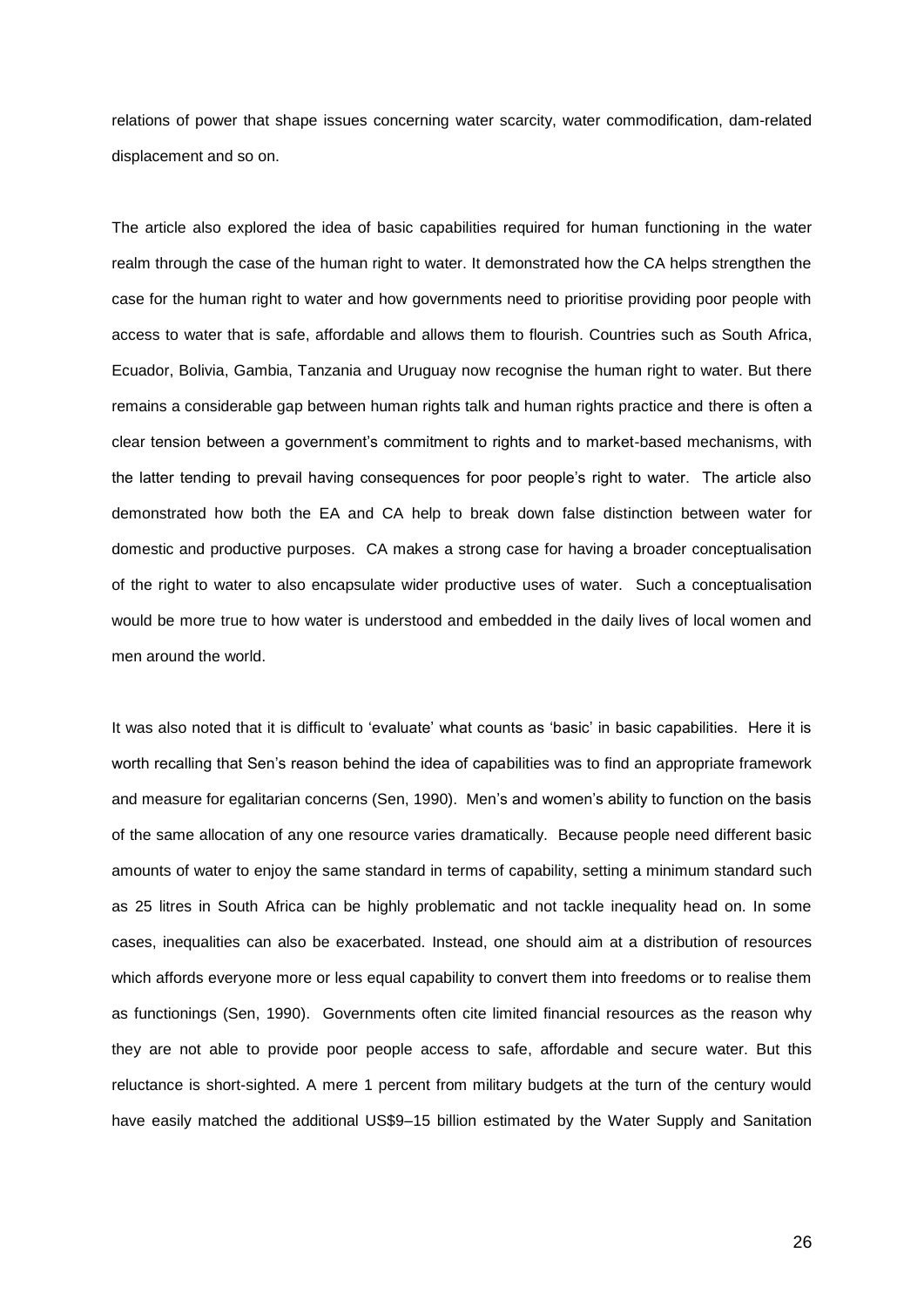relations of power that shape issues concerning water scarcity, water commodification, dam-related displacement and so on.

The article also explored the idea of basic capabilities required for human functioning in the water realm through the case of the human right to water. It demonstrated how the CA helps strengthen the case for the human right to water and how governments need to prioritise providing poor people with access to water that is safe, affordable and allows them to flourish. Countries such as South Africa, Ecuador, Bolivia, Gambia, Tanzania and Uruguay now recognise the human right to water. But there remains a considerable gap between human rights talk and human rights practice and there is often a clear tension between a government's commitment to rights and to market-based mechanisms, with the latter tending to prevail having consequences for poor people's right to water. The article also demonstrated how both the EA and CA help to break down false distinction between water for domestic and productive purposes. CA makes a strong case for having a broader conceptualisation of the right to water to also encapsulate wider productive uses of water. Such a conceptualisation would be more true to how water is understood and embedded in the daily lives of local women and men around the world.

It was also noted that it is difficult to 'evaluate' what counts as 'basic' in basic capabilities. Here it is worth recalling that Sen's reason behind the idea of capabilities was to find an appropriate framework and measure for egalitarian concerns (Sen, 1990). Men's and women's ability to function on the basis of the same allocation of any one resource varies dramatically. Because people need different basic amounts of water to enjoy the same standard in terms of capability, setting a minimum standard such as 25 litres in South Africa can be highly problematic and not tackle inequality head on. In some cases, inequalities can also be exacerbated. Instead, one should aim at a distribution of resources which affords everyone more or less equal capability to convert them into freedoms or to realise them as functionings (Sen, 1990). Governments often cite limited financial resources as the reason why they are not able to provide poor people access to safe, affordable and secure water. But this reluctance is short-sighted. A mere 1 percent from military budgets at the turn of the century would have easily matched the additional US$9–15 billion estimated by the Water Supply and Sanitation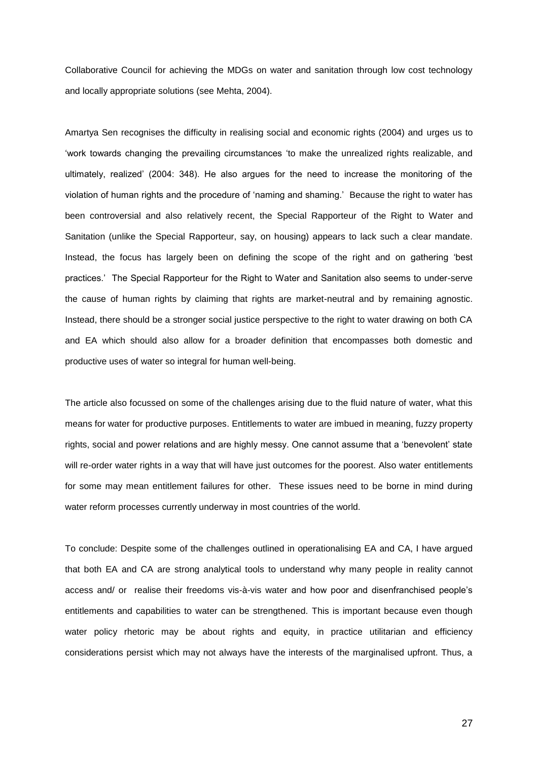Collaborative Council for achieving the MDGs on water and sanitation through low cost technology and locally appropriate solutions (see Mehta, 2004).

Amartya Sen recognises the difficulty in realising social and economic rights (2004) and urges us to 'work towards changing the prevailing circumstances 'to make the unrealized rights realizable, and ultimately, realized' (2004: 348). He also argues for the need to increase the monitoring of the violation of human rights and the procedure of 'naming and shaming.' Because the right to water has been controversial and also relatively recent, the Special Rapporteur of the Right to Water and Sanitation (unlike the Special Rapporteur, say, on housing) appears to lack such a clear mandate. Instead, the focus has largely been on defining the scope of the right and on gathering 'best practices.' The Special Rapporteur for the Right to Water and Sanitation also seems to under-serve the cause of human rights by claiming that rights are market-neutral and by remaining agnostic. Instead, there should be a stronger social justice perspective to the right to water drawing on both CA and EA which should also allow for a broader definition that encompasses both domestic and productive uses of water so integral for human well-being.

The article also focussed on some of the challenges arising due to the fluid nature of water, what this means for water for productive purposes. Entitlements to water are imbued in meaning, fuzzy property rights, social and power relations and are highly messy. One cannot assume that a 'benevolent' state will re-order water rights in a way that will have just outcomes for the poorest. Also water entitlements for some may mean entitlement failures for other. These issues need to be borne in mind during water reform processes currently underway in most countries of the world.

To conclude: Despite some of the challenges outlined in operationalising EA and CA, I have argued that both EA and CA are strong analytical tools to understand why many people in reality cannot access and/ or realise their freedoms vis-à-vis water and how poor and disenfranchised people's entitlements and capabilities to water can be strengthened. This is important because even though water policy rhetoric may be about rights and equity, in practice utilitarian and efficiency considerations persist which may not always have the interests of the marginalised upfront. Thus, a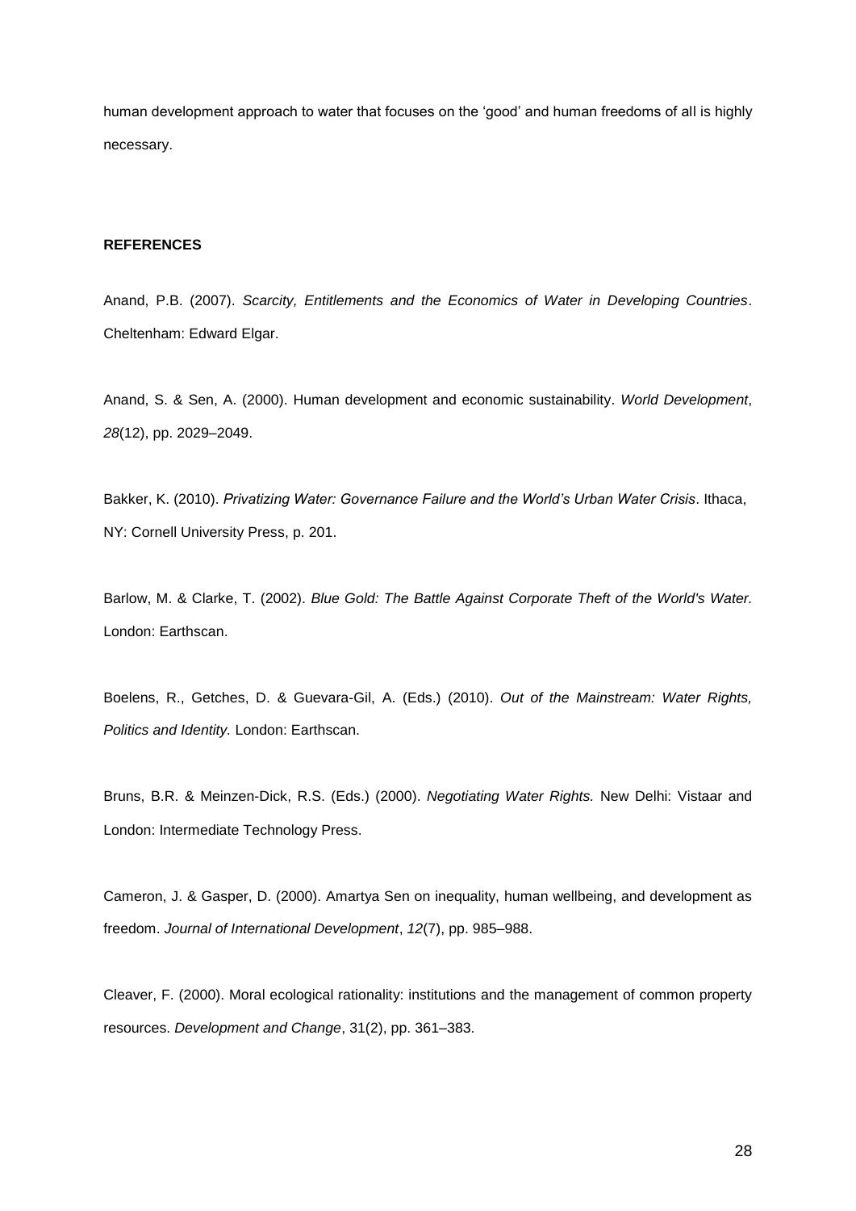human development approach to water that focuses on the 'good' and human freedoms of all is highly necessary.

**REFERENCES**

Anand, P.B. (2007). *Scarcity, Entitlements and the Economics of Water in Developing Countries*. Cheltenham: Edward Elgar.

Anand, S. & Sen, A. (2000). Human development and economic sustainability. *World Development*, *28*(12), pp. 2029–2049.

Bakker, K. (2010). *Privatizing Water: Governance Failure and the World's Urban Water Crisis*. Ithaca, NY: Cornell University Press, p. 201.

Barlow, M. & Clarke, T. (2002). *Blue Gold: The Battle Against Corporate Theft of the World's Water.* London: Earthscan.

Boelens, R., Getches, D. & Guevara-Gil, A. (Eds.) (2010). *Out of the Mainstream: Water Rights, Politics and Identity.* London: Earthscan.

Bruns, B.R. & Meinzen-Dick, R.S. (Eds.) (2000). *Negotiating Water Rights.* New Delhi: Vistaar and London: Intermediate Technology Press.

Cameron, J. & Gasper, D. (2000). Amartya Sen on inequality, human wellbeing, and development as freedom. *Journal of International Development*, *12*(7), pp. 985–988.

Cleaver, F. (2000). Moral ecological rationality: institutions and the management of common property resources. *Development and Change*, 31(2), pp. 361–383.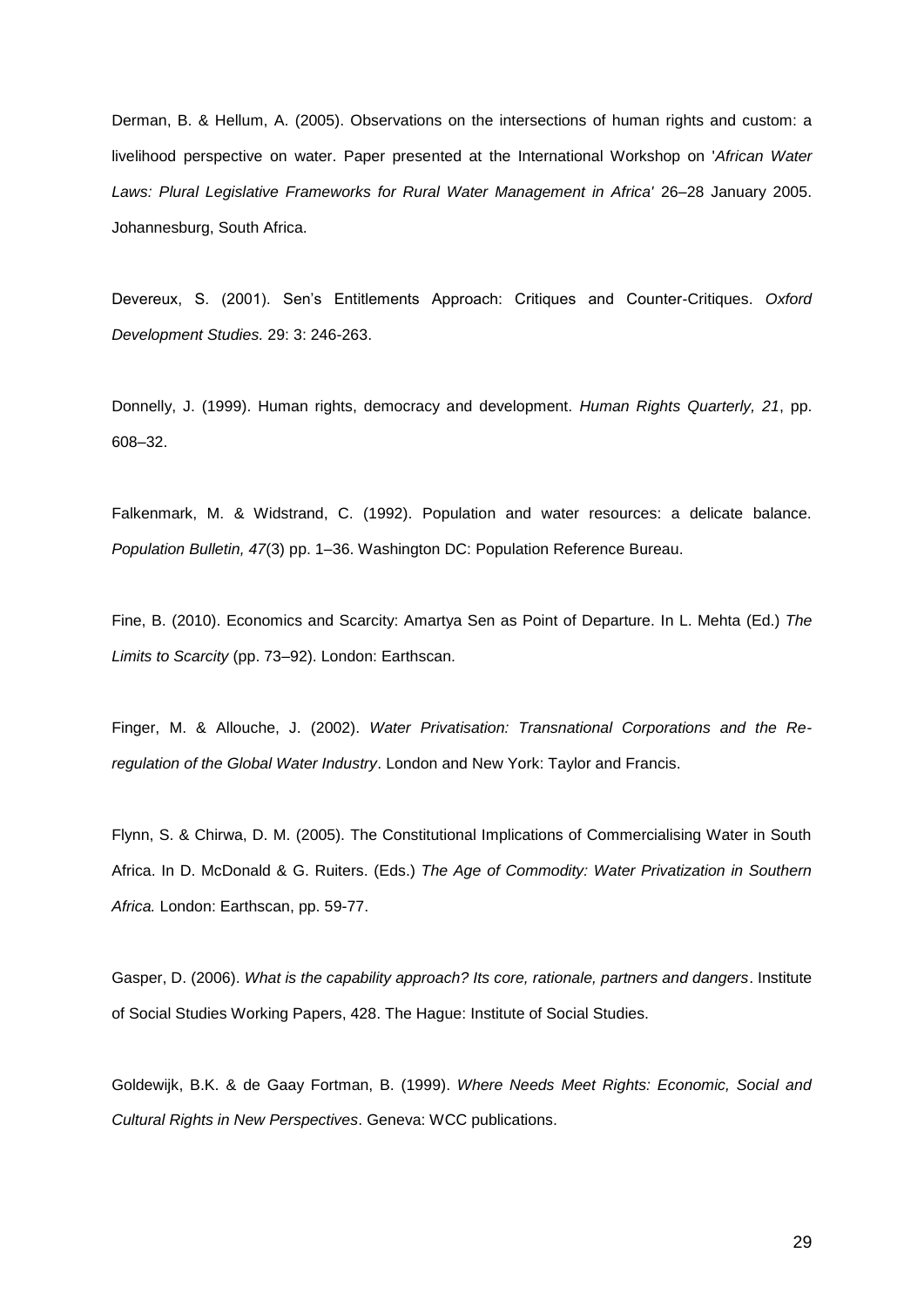Derman, B. & Hellum, A. (2005). Observations on the intersections of human rights and custom: a livelihood perspective on water. Paper presented at the International Workshop on '*African Water Laws: Plural Legislative Frameworks for Rural Water Management in Africa*' 26–28 January 2005. Johannesburg, South Africa.

Devereux, S. (2001). Sen's Entitlements Approach: Critiques and Counter-Critiques. *Oxford Development Studies.* 29: 3: 246-263.

Donnelly, J. (1999). Human rights, democracy and development. *Human Rights Quarterly, 21*, pp. 608–32.

Falkenmark, M. & Widstrand, C. (1992). Population and water resources: a delicate balance. *Population Bulletin, 47*(3) pp. 1–36. Washington DC: Population Reference Bureau.

Fine, B. (2010). Economics and Scarcity: Amartya Sen as Point of Departure. In L. Mehta (Ed.) *The Limits to Scarcity* (pp. 73–92). London: Earthscan.

Finger, M. & Allouche, J. (2002). *Water Privatisation: Transnational Corporations and the Re-regulation of the Global Water Industry*. London and New York: Taylor and Francis.

Flynn, S. & Chirwa, D. M. (2005). The Constitutional Implications of Commercialising Water in South Africa. In D. McDonald & G. Ruiters. (Eds.) *The Age of Commodity: Water Privatization in Southern Africa.* London: Earthscan, pp. 59-77.

Gasper, D. (2006). *What is the capability approach? Its core, rationale, partners and dangers*. Institute of Social Studies Working Papers, 428. The Hague: Institute of Social Studies.

Goldewijk, B.K. & de Gaay Fortman, B. (1999). *Where Needs Meet Rights: Economic, Social and Cultural Rights in New Perspectives*. Geneva: WCC publications.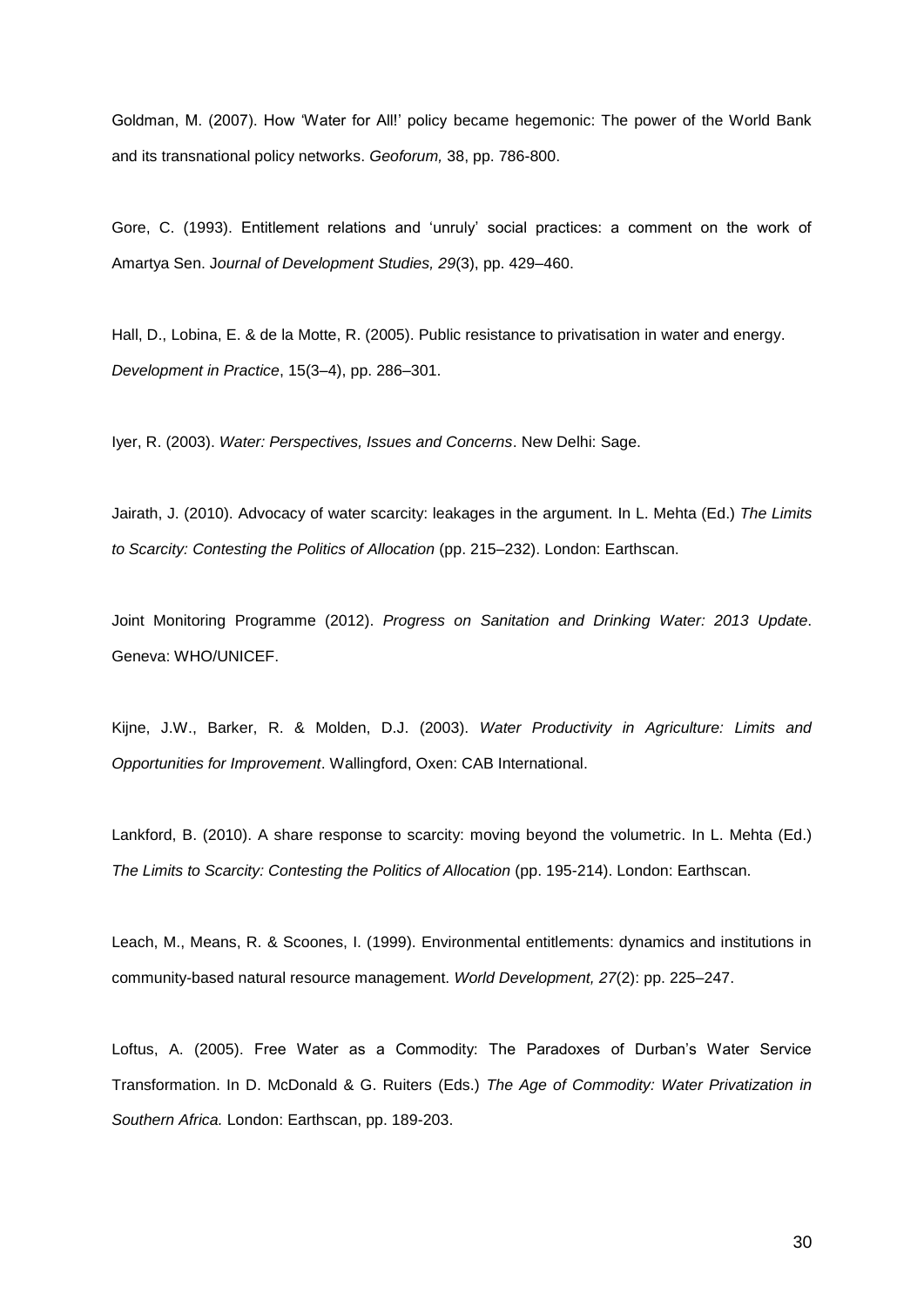Goldman, M. (2007). How 'Water for All!' policy became hegemonic: The power of the World Bank and its transnational policy networks. *Geoforum,* 38, pp. 786-800.

Gore, C. (1993). Entitlement relations and 'unruly' social practices: a comment on the work of Amartya Sen. J*ournal of Development Studies, 29*(3), pp. 429–460.

Hall, D., Lobina, E. & de la Motte, R. (2005). Public resistance to privatisation in water and energy. *Development in Practice*, 15(3–4), pp. 286–301.

Iyer, R. (2003). *Water: Perspectives, Issues and Concerns*. New Delhi: Sage.

Jairath, J. (2010). Advocacy of water scarcity: leakages in the argument. In L. Mehta (Ed.) *The Limits to Scarcity: Contesting the Politics of Allocation* (pp. 215–232). London: Earthscan.

Joint Monitoring Programme (2012). *Progress on Sanitation and Drinking Water: 2013 Update*. Geneva: WHO/UNICEF.

Kijne, J.W., Barker, R. & Molden, D.J. (2003). *Water Productivity in Agriculture: Limits and Opportunities for Improvement*. Wallingford, Oxen: CAB International.

Lankford, B. (2010). A share response to scarcity: moving beyond the volumetric. In L. Mehta (Ed.) *The Limits to Scarcity: Contesting the Politics of Allocation* (pp. 195-214). London: Earthscan.

Leach, M., Means, R. & Scoones, I. (1999). Environmental entitlements: dynamics and institutions in community-based natural resource management. *World Development, 27*(2): pp. 225–247.

Loftus, A. (2005). Free Water as a Commodity: The Paradoxes of Durban's Water Service Transformation. In D. McDonald & G. Ruiters (Eds.) *The Age of Commodity: Water Privatization in Southern Africa.* London: Earthscan, pp. 189-203.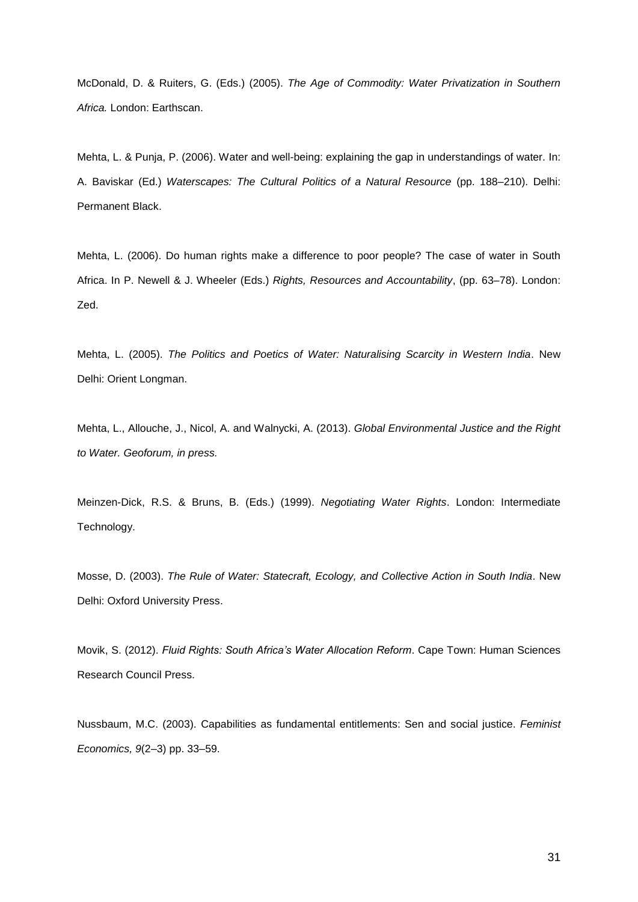McDonald, D. & Ruiters, G. (Eds.) (2005). *The Age of Commodity: Water Privatization in Southern Africa.* London: Earthscan.

Mehta, L. & Punja, P. (2006). Water and well-being: explaining the gap in understandings of water. In: A. Baviskar (Ed.) *Waterscapes: The Cultural Politics of a Natural Resource* (pp. 188–210). Delhi: Permanent Black.

Mehta, L. (2006). Do human rights make a difference to poor people? The case of water in South Africa. In P. Newell & J. Wheeler (Eds.) *Rights, Resources and Accountability*, (pp. 63–78). London: Zed.

Mehta, L. (2005). *The Politics and Poetics of Water: Naturalising Scarcity in Western India*. New Delhi: Orient Longman.

Mehta, L., Allouche, J., Nicol, A. and Walnycki, A. (2013). *Global Environmental Justice and the Right to Water. Geoforum, in press.*

Meinzen-Dick, R.S. & Bruns, B. (Eds.) (1999). *Negotiating Water Rights*. London: Intermediate Technology.

Mosse, D. (2003). *The Rule of Water: Statecraft, Ecology, and Collective Action in South India*. New Delhi: Oxford University Press.

Movik, S. (2012). *Fluid Rights: South Africa's Water Allocation Reform*. Cape Town: Human Sciences Research Council Press.

Nussbaum, M.C. (2003). Capabilities as fundamental entitlements: Sen and social justice. *Feminist Economics, 9*(2–3) pp. 33–59.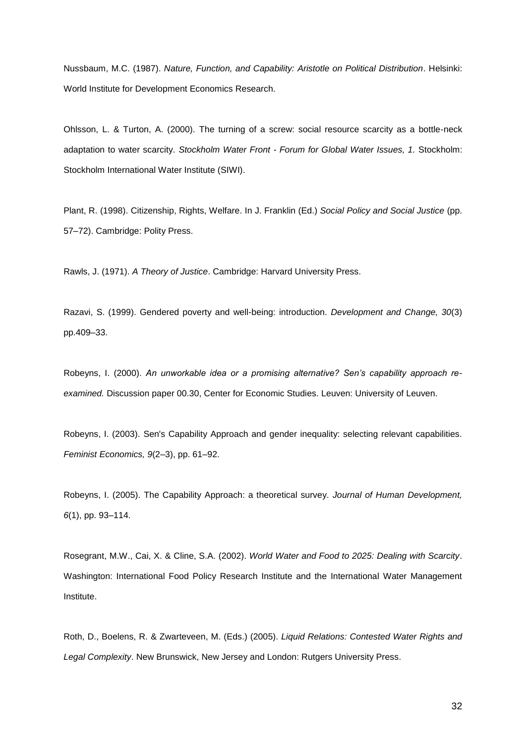Nussbaum, M.C. (1987). *Nature, Function, and Capability: Aristotle on Political Distribution*. Helsinki: World Institute for Development Economics Research.

Ohlsson, L. & Turton, A. (2000). The turning of a screw: social resource scarcity as a bottle-neck adaptation to water scarcity. *Stockholm Water Front - Forum for Global Water Issues, 1*. Stockholm: Stockholm International Water Institute (SIWI).

Plant, R. (1998). Citizenship, Rights, Welfare. In J. Franklin (Ed.) *Social Policy and Social Justice* (pp. 57–72). Cambridge: Polity Press.

Rawls, J. (1971). *A Theory of Justice*. Cambridge: Harvard University Press.

Razavi, S. (1999). Gendered poverty and well-being: introduction. *Development and Change, 30*(3) pp.409–33.

Robeyns, I. (2000). *An unworkable idea or a promising alternative? Sen's capability approach re-examined.* Discussion paper 00.30, Center for Economic Studies. Leuven: University of Leuven.

Robeyns, I. (2003). Sen's Capability Approach and gender inequality: selecting relevant capabilities. *Feminist Economics, 9*(2–3), pp. 61–92.

Robeyns, I. (2005). The Capability Approach: a theoretical survey. *Journal of Human Development, 6*(1), pp. 93–114.

Rosegrant, M.W., Cai, X. & Cline, S.A. (2002). *World Water and Food to 2025: Dealing with Scarcity*. Washington: International Food Policy Research Institute and the International Water Management Institute.

Roth, D., Boelens, R. & Zwarteveen, M. (Eds.) (2005). *Liquid Relations: Contested Water Rights and Legal Complexity*. New Brunswick, New Jersey and London: Rutgers University Press.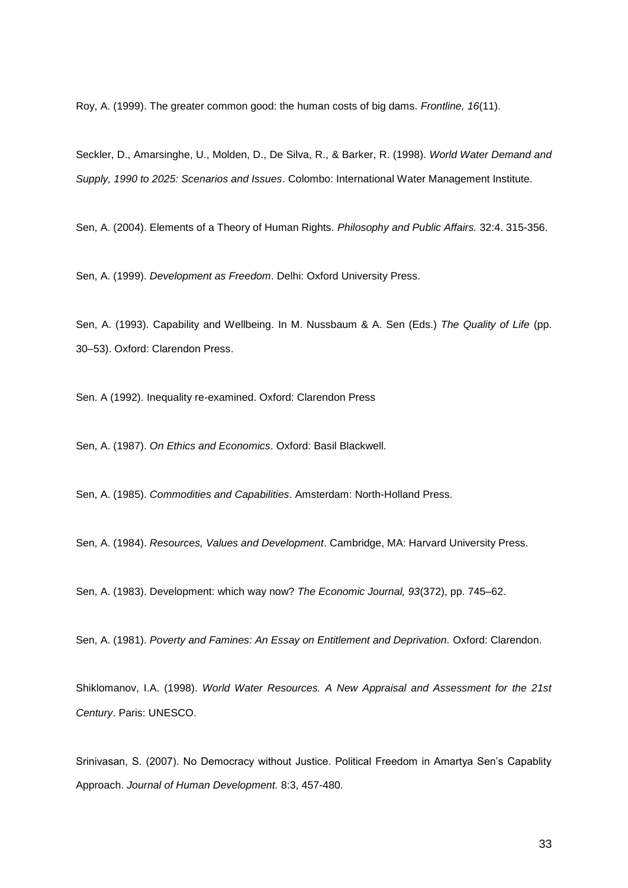Roy, A. (1999). The greater common good: the human costs of big dams. *Frontline, 16*(11).

Seckler, D., Amarsinghe, U., Molden, D., De Silva, R., & Barker, R. (1998). *World Water Demand and Supply, 1990 to 2025: Scenarios and Issues*. Colombo: International Water Management Institute.

Sen, A. (2004). Elements of a Theory of Human Rights. *Philosophy and Public Affairs.* 32:4. 315-356.

Sen, A. (1999). *Development as Freedom*. Delhi: Oxford University Press.

Sen, A. (1993). Capability and Wellbeing. In M. Nussbaum & A. Sen (Eds.) *The Quality of Life* (pp. 30–53). Oxford: Clarendon Press.

Sen. A (1992). Inequality re-examined. Oxford: Clarendon Press

Sen, A. (1987). *On Ethics and Economics*. Oxford: Basil Blackwell.

Sen, A. (1985). *Commodities and Capabilities*. Amsterdam: North-Holland Press.

Sen, A. (1984). *Resources, Values and Development*. Cambridge, MA: Harvard University Press.

Sen, A. (1983). Development: which way now? *The Economic Journal, 93*(372), pp. 745–62.

Sen, A. (1981). *Poverty and Famines: An Essay on Entitlement and Deprivation.* Oxford: Clarendon.

Shiklomanov, I.A. (1998). *World Water Resources. A New Appraisal and Assessment for the 21st Century*. Paris: UNESCO.

Srinivasan, S. (2007). No Democracy without Justice. Political Freedom in Amartya Sen's Capablity Approach. *Journal of Human Development.* 8:3, 457-480.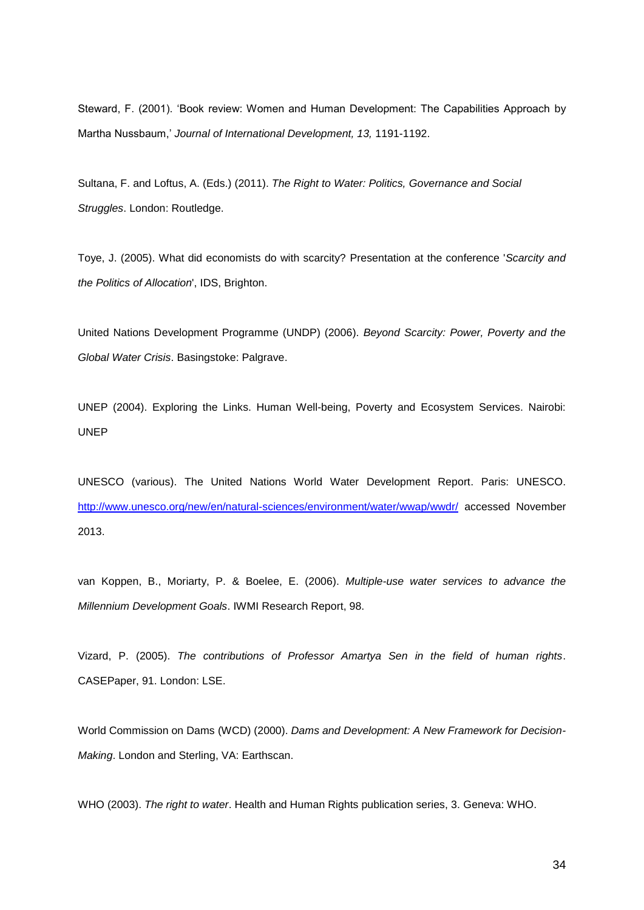Steward, F. (2001). 'Book review: Women and Human Development: The Capabilities Approach by Martha Nussbaum,' *Journal of International Development, 13,* 1191-1192.

Sultana, F. and Loftus, A. (Eds.) (2011). *The Right to Water: Politics, Governance and Social Struggles*. London: Routledge.

Toye, J. (2005). What did economists do with scarcity? Presentation at the conference '*Scarcity and the Politics of Allocation*', IDS, Brighton.

United Nations Development Programme (UNDP) (2006). *Beyond Scarcity: Power, Poverty and the Global Water Crisis*. Basingstoke: Palgrave.

UNEP (2004). Exploring the Links. Human Well-being, Poverty and Ecosystem Services. Nairobi: UNEP

UNESCO (various). The United Nations World Water Development Report. Paris: UNESCO. http://www.unesco.org/new/en/natural-sciences/environment/water/wwap/wwdr/ accessed November 2013.

van Koppen, B., Moriarty, P. & Boelee, E. (2006). *Multiple-use water services to advance the Millennium Development Goals*. IWMI Research Report, 98.

Vizard, P. (2005). *The contributions of Professor Amartya Sen in the field of human rights*. CASEPaper, 91. London: LSE.

World Commission on Dams (WCD) (2000). *Dams and Development: A New Framework for Decision-Making*. London and Sterling, VA: Earthscan.

WHO (2003). *The right to water*. Health and Human Rights publication series, 3. Geneva: WHO.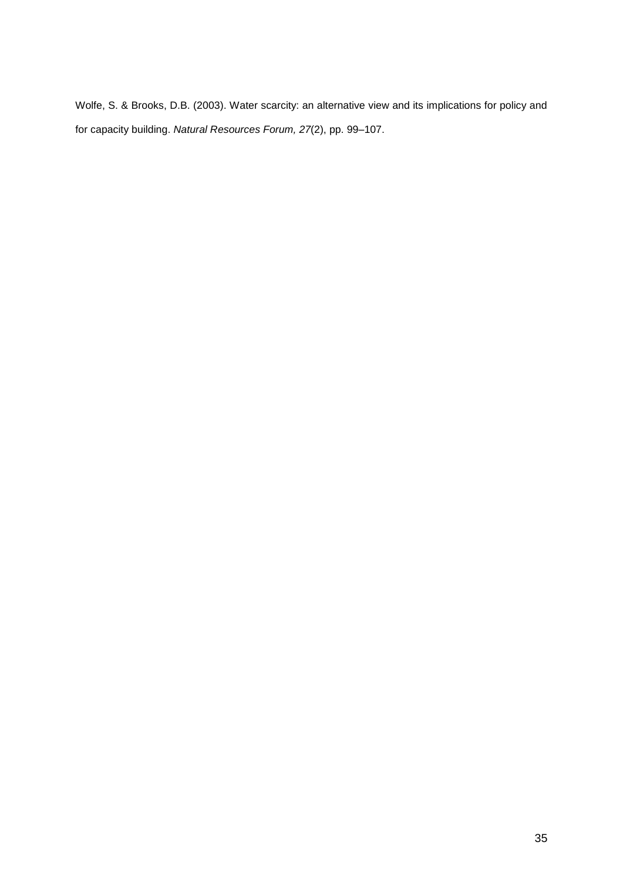Wolfe, S. & Brooks, D.B. (2003). Water scarcity: an alternative view and its implications for policy and for capacity building. *Natural Resources Forum, 27*(2), pp. 99–107.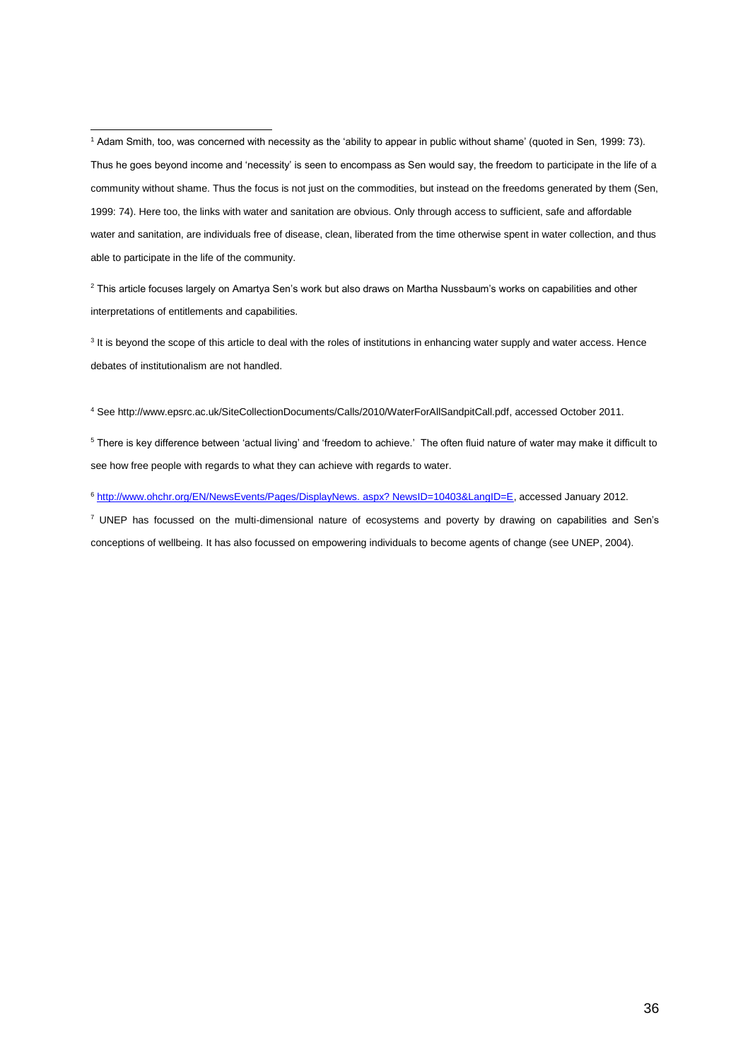[1] Adam Smith, too, was concerned with necessity as the 'ability to appear in public without shame' (quoted in Sen, 1999: 73). Thus he goes beyond income and 'necessity' is seen to encompass as Sen would say, the freedom to participate in the life of a community without shame. Thus the focus is not just on the commodities, but instead on the freedoms generated by them (Sen, 1999: 74). Here too, the links with water and sanitation are obvious. Only through access to sufficient, safe and affordable water and sanitation, are individuals free of disease, clean, liberated from the time otherwise spent in water collection, and thus able to participate in the life of the community.

[2] This article focuses largely on Amartya Sen's work but also draws on Martha Nussbaum's works on capabilities and other interpretations of entitlements and capabilities.

[3] It is beyond the scope of this article to deal with the roles of institutions in enhancing water supply and water access. Hence debates of institutionalism are not handled.

[4] See http://www.epsrc.ac.uk/SiteCollectionDocuments/Calls/2010/WaterForAllSandpitCall.pdf, accessed October 2011.

[5] There is key difference between 'actual living' and 'freedom to achieve.' The often fluid nature of water may make it difficult to see how free people with regards to what they can achieve with regards to water.

[6] http://www.ohchr.org/EN/NewsEvents/Pages/DisplayNews. aspx? NewsID=10403&LangID=E, accessed January 2012.

[7] UNEP has focussed on the multi-dimensional nature of ecosystems and poverty by drawing on capabilities and Sen's conceptions of wellbeing. It has also focussed on empowering individuals to become agents of change (see UNEP, 2004).